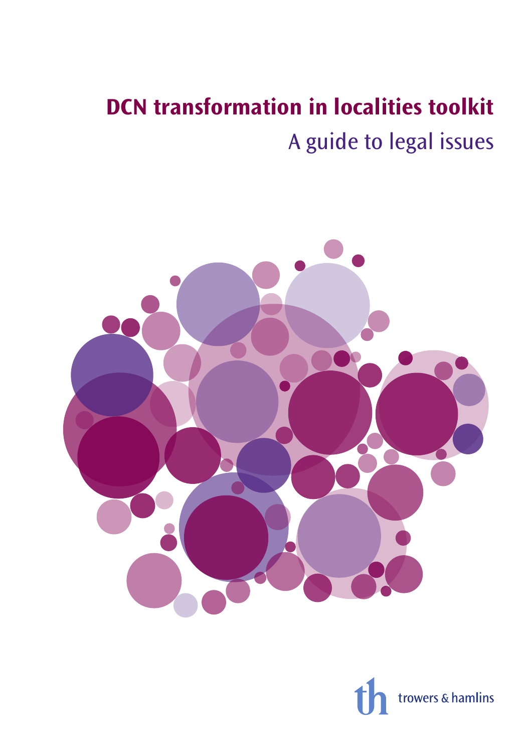# DCN transformation in localities toolkit

## A guide to legal issues

trowers & hamlins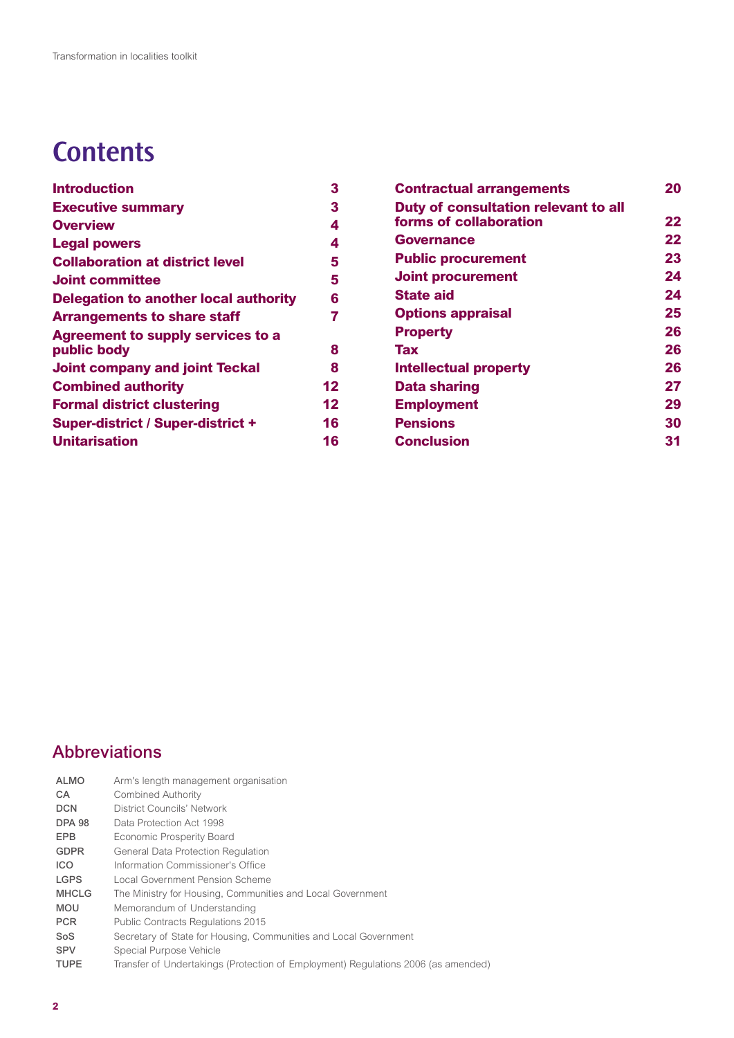# Contents

| | |
|---|---|
| **Introduction** | **3** |
| **Executive summary** | **3** |
| **Overview** | **4** |
| **Legal powers** | **4** |
| **Collaboration at district level** | **5** |
| **Joint committee** | **5** |
| **Delegation to another local authority** | **6** |
| **Arrangements to share staff** | **7** |
| **Agreement to supply services to a public body** | **8** |
| **Joint company and joint Teckal** | **8** |
| **Combined authority** | **12** |
| **Formal district clustering** | **12** |
| **Super-district / Super-district +** | **16** |
| **Unitarisation** | **16** |
| **Contractual arrangements** | **20** |
| **Duty of consultation relevant to all forms of collaboration** | **22** |
| **Governance** | **22** |
| **Public procurement** | **23** |
| **Joint procurement** | **24** |
| **State aid** | **24** |
| **Options appraisal** | **25** |
| **Property** | **26** |
| **Tax** | **26** |
| **Intellectual property** | **26** |
| **Data sharing** | **27** |
| **Employment** | **29** |
| **Pensions** | **30** |
| **Conclusion** | **31** |

## Abbreviations

| | |
|---|---|
| **ALMO** | Arm's length management organisation |
| **CA** | Combined Authority |
| **DCN** | District Councils' Network |
| **DPA 98** | Data Protection Act 1998 |
| **EPB** | Economic Prosperity Board |
| **GDPR** | General Data Protection Regulation |
| **ICO** | Information Commissioner's Office |
| **LGPS** | Local Government Pension Scheme |
| **MHCLG** | The Ministry for Housing, Communities and Local Government |
| **MOU** | Memorandum of Understanding |
| **PCR** | Public Contracts Regulations 2015 |
| **SoS** | Secretary of State for Housing, Communities and Local Government |
| **SPV** | Special Purpose Vehicle |
| **TUPE** | Transfer of Undertakings (Protection of Employment) Regulations 2006 (as amended) |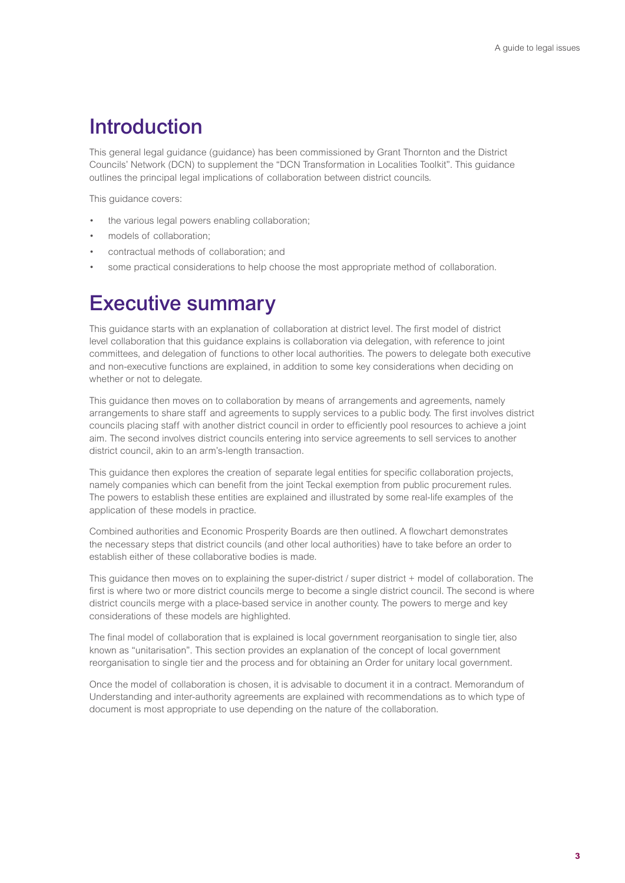# Introduction

This general legal guidance (guidance) has been commissioned by Grant Thornton and the District Councils' Network (DCN) to supplement the "DCN Transformation in Localities Toolkit". This guidance outlines the principal legal implications of collaboration between district councils.

This guidance covers:

- the various legal powers enabling collaboration;
- models of collaboration;
- contractual methods of collaboration; and
- some practical considerations to help choose the most appropriate method of collaboration.

# Executive summary

This guidance starts with an explanation of collaboration at district level. The first model of district level collaboration that this guidance explains is collaboration via delegation, with reference to joint committees, and delegation of functions to other local authorities. The powers to delegate both executive and non-executive functions are explained, in addition to some key considerations when deciding on whether or not to delegate.

This guidance then moves on to collaboration by means of arrangements and agreements, namely arrangements to share staff and agreements to supply services to a public body. The first involves district councils placing staff with another district council in order to efficiently pool resources to achieve a joint aim. The second involves district councils entering into service agreements to sell services to another district council, akin to an arm's-length transaction.

This guidance then explores the creation of separate legal entities for specific collaboration projects, namely companies which can benefit from the joint Teckal exemption from public procurement rules. The powers to establish these entities are explained and illustrated by some real-life examples of the application of these models in practice.

Combined authorities and Economic Prosperity Boards are then outlined. A flowchart demonstrates the necessary steps that district councils (and other local authorities) have to take before an order to establish either of these collaborative bodies is made.

This guidance then moves on to explaining the super-district / super district + model of collaboration. The first is where two or more district councils merge to become a single district council. The second is where district councils merge with a place-based service in another county. The powers to merge and key considerations of these models are highlighted.

The final model of collaboration that is explained is local government reorganisation to single tier, also known as "unitarisation". This section provides an explanation of the concept of local government reorganisation to single tier and the process and for obtaining an Order for unitary local government.

Once the model of collaboration is chosen, it is advisable to document it in a contract. Memorandum of Understanding and inter-authority agreements are explained with recommendations as to which type of document is most appropriate to use depending on the nature of the collaboration.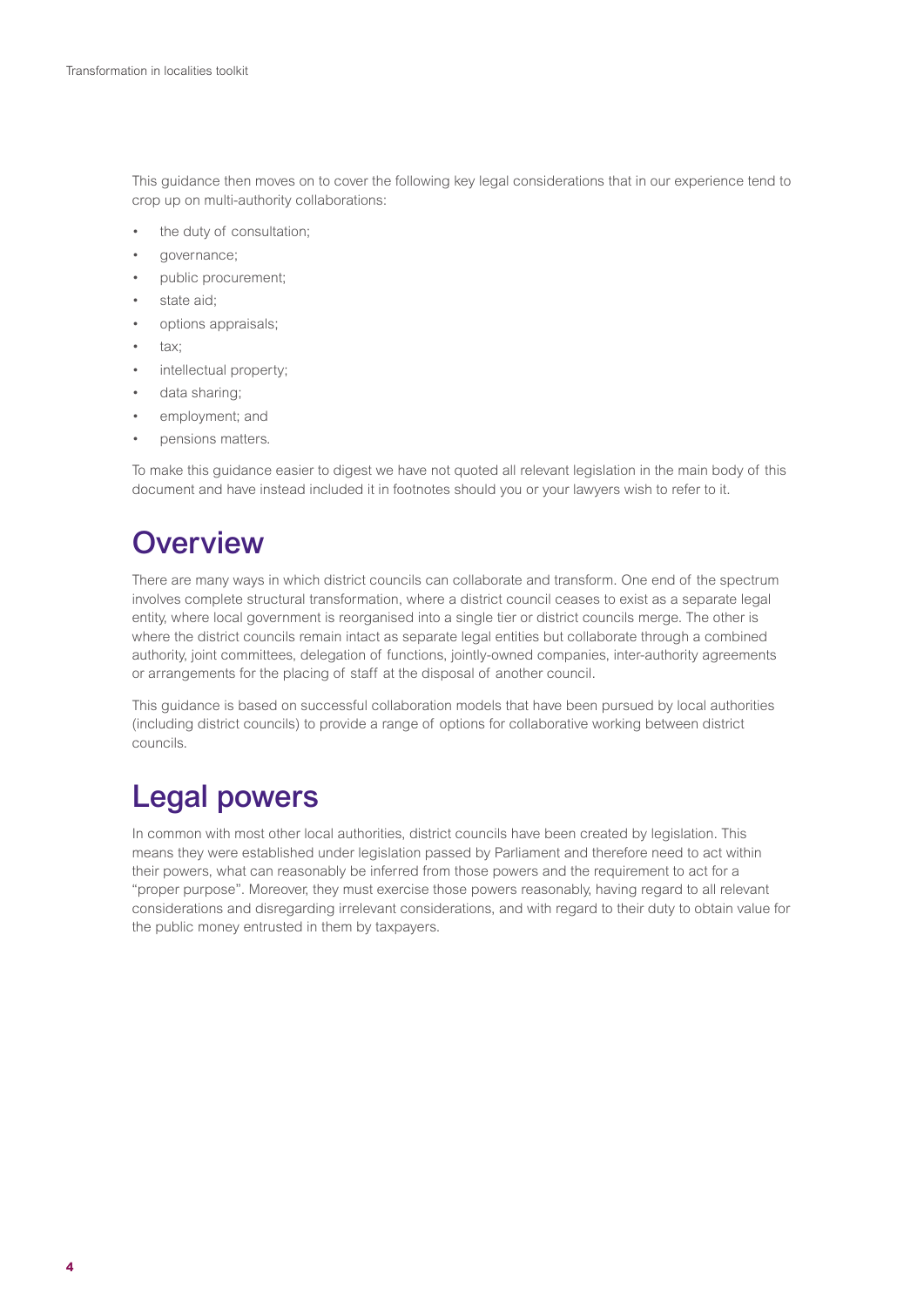This guidance then moves on to cover the following key legal considerations that in our experience tend to crop up on multi-authority collaborations:

- the duty of consultation;
- governance;
- public procurement;
- state aid;
- options appraisals;
- tax;
- intellectual property;
- data sharing;
- employment; and
- pensions matters.

To make this guidance easier to digest we have not quoted all relevant legislation in the main body of this document and have instead included it in footnotes should you or your lawyers wish to refer to it.

## Overview

There are many ways in which district councils can collaborate and transform. One end of the spectrum involves complete structural transformation, where a district council ceases to exist as a separate legal entity, where local government is reorganised into a single tier or district councils merge. The other is where the district councils remain intact as separate legal entities but collaborate through a combined authority, joint committees, delegation of functions, jointly-owned companies, inter-authority agreements or arrangements for the placing of staff at the disposal of another council.

This guidance is based on successful collaboration models that have been pursued by local authorities (including district councils) to provide a range of options for collaborative working between district councils.

## Legal powers

In common with most other local authorities, district councils have been created by legislation. This means they were established under legislation passed by Parliament and therefore need to act within their powers, what can reasonably be inferred from those powers and the requirement to act for a "proper purpose". Moreover, they must exercise those powers reasonably, having regard to all relevant considerations and disregarding irrelevant considerations, and with regard to their duty to obtain value for the public money entrusted in them by taxpayers.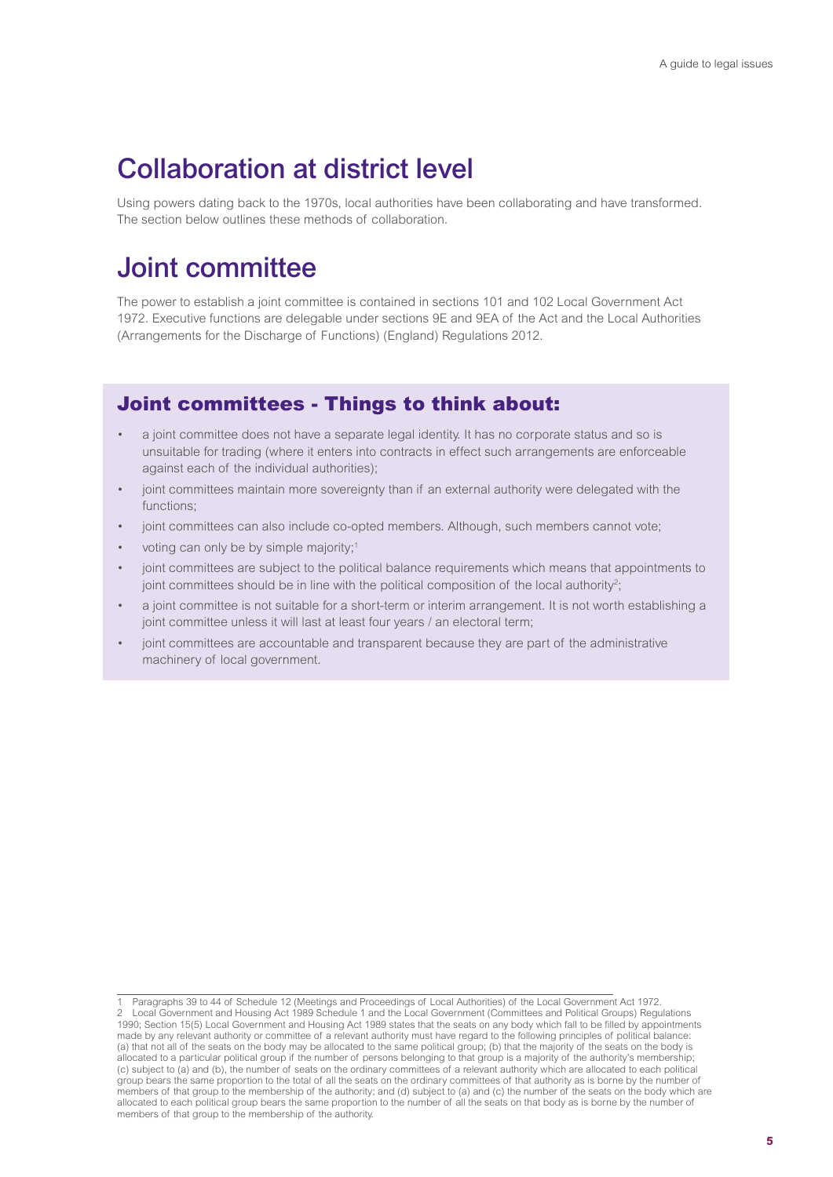# Collaboration at district level

Using powers dating back to the 1970s, local authorities have been collaborating and have transformed. The section below outlines these methods of collaboration.

# Joint committee

The power to establish a joint committee is contained in sections 101 and 102 Local Government Act 1972. Executive functions are delegable under sections 9E and 9EA of the Act and the Local Authorities (Arrangements for the Discharge of Functions) (England) Regulations 2012.

## Joint committees - Things to think about:

- a joint committee does not have a separate legal identity. It has no corporate status and so is unsuitable for trading (where it enters into contracts in effect such arrangements are enforceable against each of the individual authorities);
- joint committees maintain more sovereignty than if an external authority were delegated with the functions;
- joint committees can also include co-opted members. Although, such members cannot vote;
- voting can only be by simple majority;[1]
- joint committees are subject to the political balance requirements which means that appointments to joint committees should be in line with the political composition of the local authority[2];
- a joint committee is not suitable for a short-term or interim arrangement. It is not worth establishing a joint committee unless it will last at least four years / an electoral term;
- joint committees are accountable and transparent because they are part of the administrative machinery of local government.

---

1 Paragraphs 39 to 44 of Schedule 12 (Meetings and Proceedings of Local Authorities) of the Local Government Act 1972.

2 Local Government and Housing Act 1989 Schedule 1 and the Local Government (Committees and Political Groups) Regulations 1990; Section 15(5) Local Government and Housing Act 1989 states that the seats on any body which fall to be filled by appointments made by any relevant authority or committee of a relevant authority must have regard to the following principles of political balance: (a) that not all of the seats on the body may be allocated to the same political group; (b) that the majority of the seats on the body is allocated to a particular political group if the number of persons belonging to that group is a majority of the authority's membership; (c) subject to (a) and (b), the number of seats on the ordinary committees of a relevant authority which are allocated to each political group bears the same proportion to the total of all the seats on the ordinary committees of that authority as is borne by the number of members of that group to the membership of the authority; and (d) subject to (a) and (c) the number of the seats on the body which are allocated to each political group bears the same proportion to the number of all the seats on that body as is borne by the number of members of that group to the membership of the authority.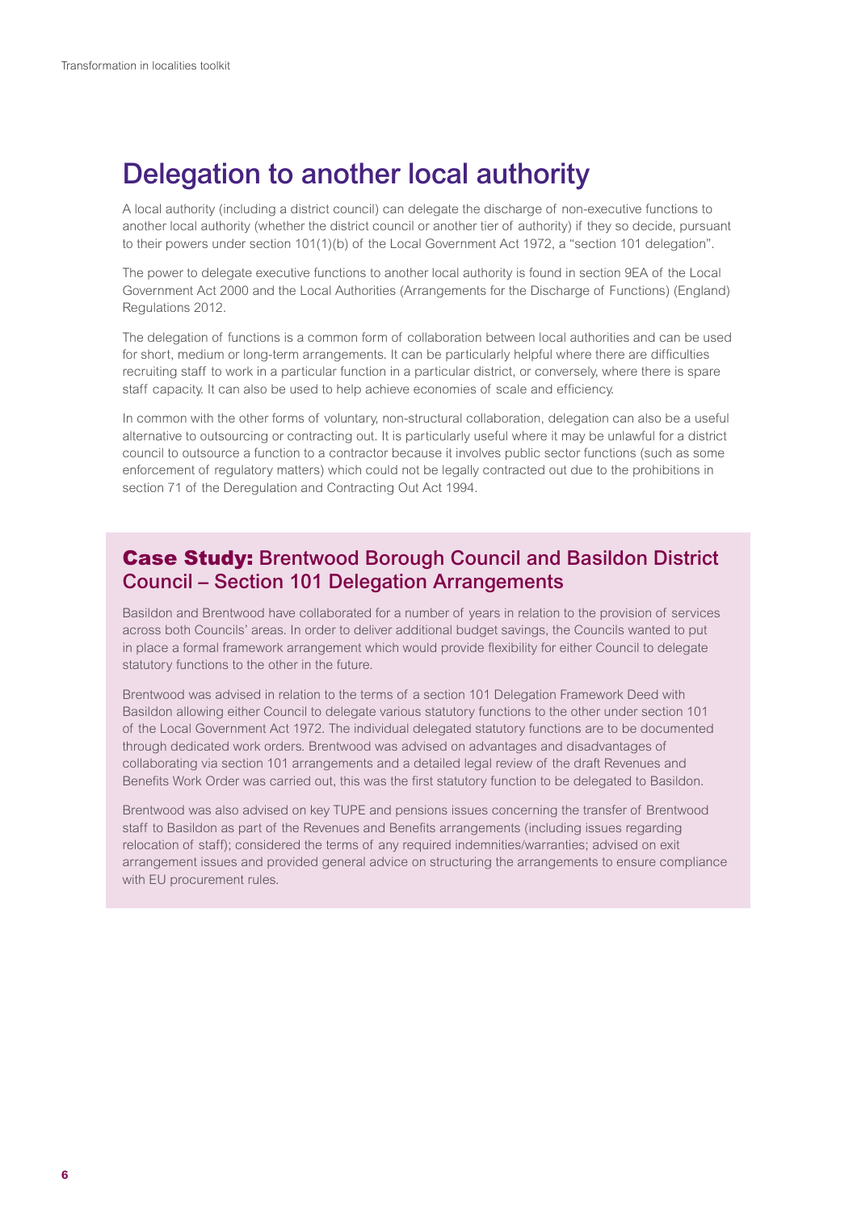# Delegation to another local authority

A local authority (including a district council) can delegate the discharge of non-executive functions to another local authority (whether the district council or another tier of authority) if they so decide, pursuant to their powers under section 101(1)(b) of the Local Government Act 1972, a "section 101 delegation".

The power to delegate executive functions to another local authority is found in section 9EA of the Local Government Act 2000 and the Local Authorities (Arrangements for the Discharge of Functions) (England) Regulations 2012.

The delegation of functions is a common form of collaboration between local authorities and can be used for short, medium or long-term arrangements. It can be particularly helpful where there are difficulties recruiting staff to work in a particular function in a particular district, or conversely, where there is spare staff capacity. It can also be used to help achieve economies of scale and efficiency.

In common with the other forms of voluntary, non-structural collaboration, delegation can also be a useful alternative to outsourcing or contracting out. It is particularly useful where it may be unlawful for a district council to outsource a function to a contractor because it involves public sector functions (such as some enforcement of regulatory matters) which could not be legally contracted out due to the prohibitions in section 71 of the Deregulation and Contracting Out Act 1994.

## Case Study: Brentwood Borough Council and Basildon District Council – Section 101 Delegation Arrangements

Basildon and Brentwood have collaborated for a number of years in relation to the provision of services across both Councils' areas. In order to deliver additional budget savings, the Councils wanted to put in place a formal framework arrangement which would provide flexibility for either Council to delegate statutory functions to the other in the future.

Brentwood was advised in relation to the terms of a section 101 Delegation Framework Deed with Basildon allowing either Council to delegate various statutory functions to the other under section 101 of the Local Government Act 1972. The individual delegated statutory functions are to be documented through dedicated work orders. Brentwood was advised on advantages and disadvantages of collaborating via section 101 arrangements and a detailed legal review of the draft Revenues and Benefits Work Order was carried out, this was the first statutory function to be delegated to Basildon.

Brentwood was also advised on key TUPE and pensions issues concerning the transfer of Brentwood staff to Basildon as part of the Revenues and Benefits arrangements (including issues regarding relocation of staff); considered the terms of any required indemnities/warranties; advised on exit arrangement issues and provided general advice on structuring the arrangements to ensure compliance with EU procurement rules.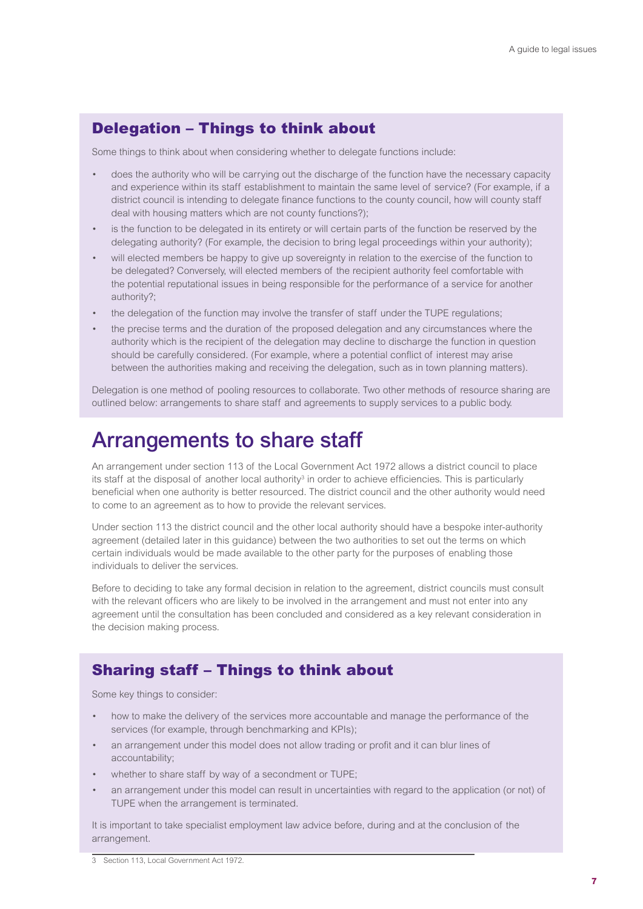## Delegation – Things to think about

Some things to think about when considering whether to delegate functions include:

- does the authority who will be carrying out the discharge of the function have the necessary capacity and experience within its staff establishment to maintain the same level of service? (For example, if a district council is intending to delegate finance functions to the county council, how will county staff deal with housing matters which are not county functions?);
- is the function to be delegated in its entirety or will certain parts of the function be reserved by the delegating authority? (For example, the decision to bring legal proceedings within your authority);
- will elected members be happy to give up sovereignty in relation to the exercise of the function to be delegated? Conversely, will elected members of the recipient authority feel comfortable with the potential reputational issues in being responsible for the performance of a service for another authority?;
- the delegation of the function may involve the transfer of staff under the TUPE regulations;
- the precise terms and the duration of the proposed delegation and any circumstances where the authority which is the recipient of the delegation may decline to discharge the function in question should be carefully considered. (For example, where a potential conflict of interest may arise between the authorities making and receiving the delegation, such as in town planning matters).

Delegation is one method of pooling resources to collaborate. Two other methods of resource sharing are outlined below: arrangements to share staff and agreements to supply services to a public body.

# Arrangements to share staff

An arrangement under section 113 of the Local Government Act 1972 allows a district council to place its staff at the disposal of another local authority[3] in order to achieve efficiencies. This is particularly beneficial when one authority is better resourced. The district council and the other authority would need to come to an agreement as to how to provide the relevant services.

Under section 113 the district council and the other local authority should have a bespoke inter-authority agreement (detailed later in this guidance) between the two authorities to set out the terms on which certain individuals would be made available to the other party for the purposes of enabling those individuals to deliver the services.

Before to deciding to take any formal decision in relation to the agreement, district councils must consult with the relevant officers who are likely to be involved in the arrangement and must not enter into any agreement until the consultation has been concluded and considered as a key relevant consideration in the decision making process.

## Sharing staff – Things to think about

Some key things to consider:

- how to make the delivery of the services more accountable and manage the performance of the services (for example, through benchmarking and KPIs);
- an arrangement under this model does not allow trading or profit and it can blur lines of accountability;
- whether to share staff by way of a secondment or TUPE;
- an arrangement under this model can result in uncertainties with regard to the application (or not) of TUPE when the arrangement is terminated.

It is important to take specialist employment law advice before, during and at the conclusion of the arrangement.

3 Section 113, Local Government Act 1972.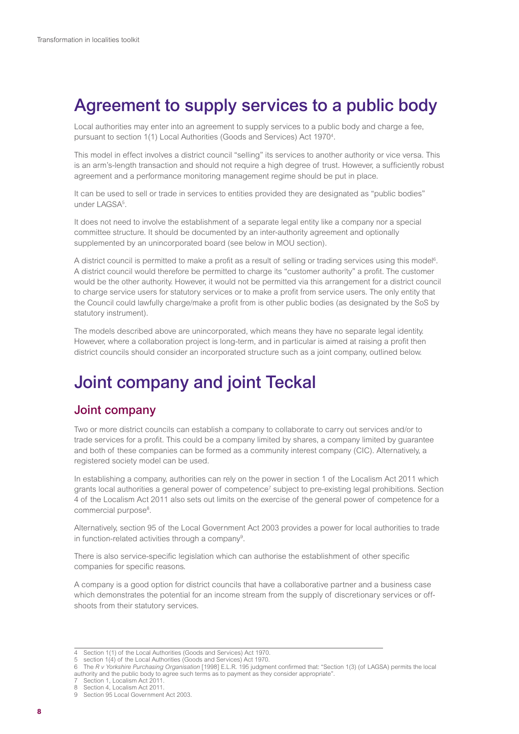## Agreement to supply services to a public body

Local authorities may enter into an agreement to supply services to a public body and charge a fee, pursuant to section 1(1) Local Authorities (Goods and Services) Act 1970[4].

This model in effect involves a district council "selling" its services to another authority or vice versa. This is an arm's-length transaction and should not require a high degree of trust. However, a sufficiently robust agreement and a performance monitoring management regime should be put in place.

It can be used to sell or trade in services to entities provided they are designated as "public bodies" under LAGSA[5].

It does not need to involve the establishment of a separate legal entity like a company nor a special committee structure. It should be documented by an inter-authority agreement and optionally supplemented by an unincorporated board (see below in MOU section).

A district council is permitted to make a profit as a result of selling or trading services using this model[6]. A district council would therefore be permitted to charge its "customer authority" a profit. The customer would be the other authority. However, it would not be permitted via this arrangement for a district council to charge service users for statutory services or to make a profit from service users. The only entity that the Council could lawfully charge/make a profit from is other public bodies (as designated by the SoS by statutory instrument).

The models described above are unincorporated, which means they have no separate legal identity. However, where a collaboration project is long-term, and in particular is aimed at raising a profit then district councils should consider an incorporated structure such as a joint company, outlined below.

## Joint company and joint Teckal

### Joint company

Two or more district councils can establish a company to collaborate to carry out services and/or to trade services for a profit. This could be a company limited by shares, a company limited by guarantee and both of these companies can be formed as a community interest company (CIC). Alternatively, a registered society model can be used.

In establishing a company, authorities can rely on the power in section 1 of the Localism Act 2011 which grants local authorities a general power of competence[7] subject to pre-existing legal prohibitions. Section 4 of the Localism Act 2011 also sets out limits on the exercise of the general power of competence for a commercial purpose[8].

Alternatively, section 95 of the Local Government Act 2003 provides a power for local authorities to trade in function-related activities through a company[9].

There is also service-specific legislation which can authorise the establishment of other specific companies for specific reasons.

A company is a good option for district councils that have a collaborative partner and a business case which demonstrates the potential for an income stream from the supply of discretionary services or off-shoots from their statutory services.

---

4 Section 1(1) of the Local Authorities (Goods and Services) Act 1970.

5 section 1(4) of the Local Authorities (Goods and Services) Act 1970.

6 The *R v Yorkshire Purchasing Organisation* [1998] E.L.R. 195 judgment confirmed that: "Section 1(3) (of LAGSA) permits the local authority and the public body to agree such terms as to payment as they consider appropriate".

7 Section 1, Localism Act 2011.

8 Section 4, Localism Act 2011.

9 Section 95 Local Government Act 2003.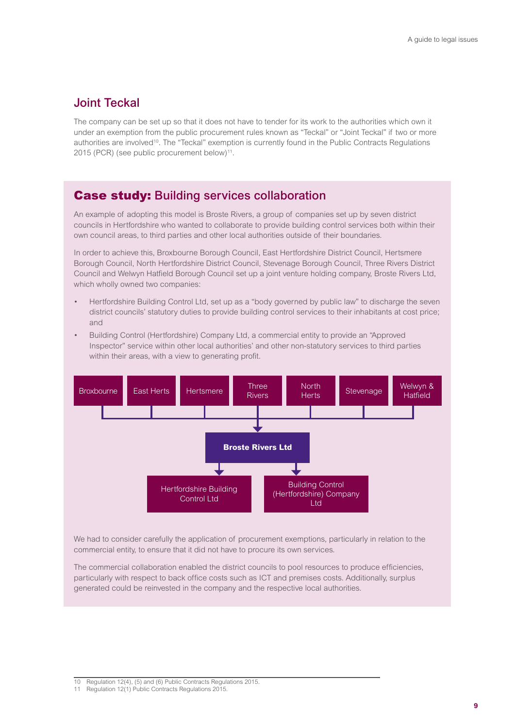## Joint Teckal

The company can be set up so that it does not have to tender for its work to the authorities which own it under an exemption from the public procurement rules known as "Teckal" or "Joint Teckal" if two or more authorities are involved[10]. The "Teckal" exemption is currently found in the Public Contracts Regulations 2015 (PCR) (see public procurement below)[11].

## **Case study:** Building services collaboration

An example of adopting this model is Broste Rivers, a group of companies set up by seven district councils in Hertfordshire who wanted to collaborate to provide building control services both within their own council areas, to third parties and other local authorities outside of their boundaries.

In order to achieve this, Broxbourne Borough Council, East Hertfordshire District Council, Hertsmere Borough Council, North Hertfordshire District Council, Stevenage Borough Council, Three Rivers District Council and Welwyn Hatfield Borough Council set up a joint venture holding company, Broste Rivers Ltd, which wholly owned two companies:

- Hertfordshire Building Control Ltd, set up as a "body governed by public law" to discharge the seven district councils' statutory duties to provide building control services to their inhabitants at cost price; and
- Building Control (Hertfordshire) Company Ltd, a commercial entity to provide an "Approved Inspector" service within other local authorities' and other non-statutory services to third parties within their areas, with a view to generating profit.

Broxbourne
East Herts
Hertsmere
Three Rivers
North Herts
Stevenage
Welwyn & Hatfield
**Broste Rivers Ltd**
Hertfordshire Building Control Ltd
Building Control (Hertfordshire) Company Ltd

We had to consider carefully the application of procurement exemptions, particularly in relation to the commercial entity, to ensure that it did not have to procure its own services.

The commercial collaboration enabled the district councils to pool resources to produce efficiencies, particularly with respect to back office costs such as ICT and premises costs. Additionally, surplus generated could be reinvested in the company and the respective local authorities.

---

10 Regulation 12(4), (5) and (6) Public Contracts Regulations 2015.
11 Regulation 12(1) Public Contracts Regulations 2015.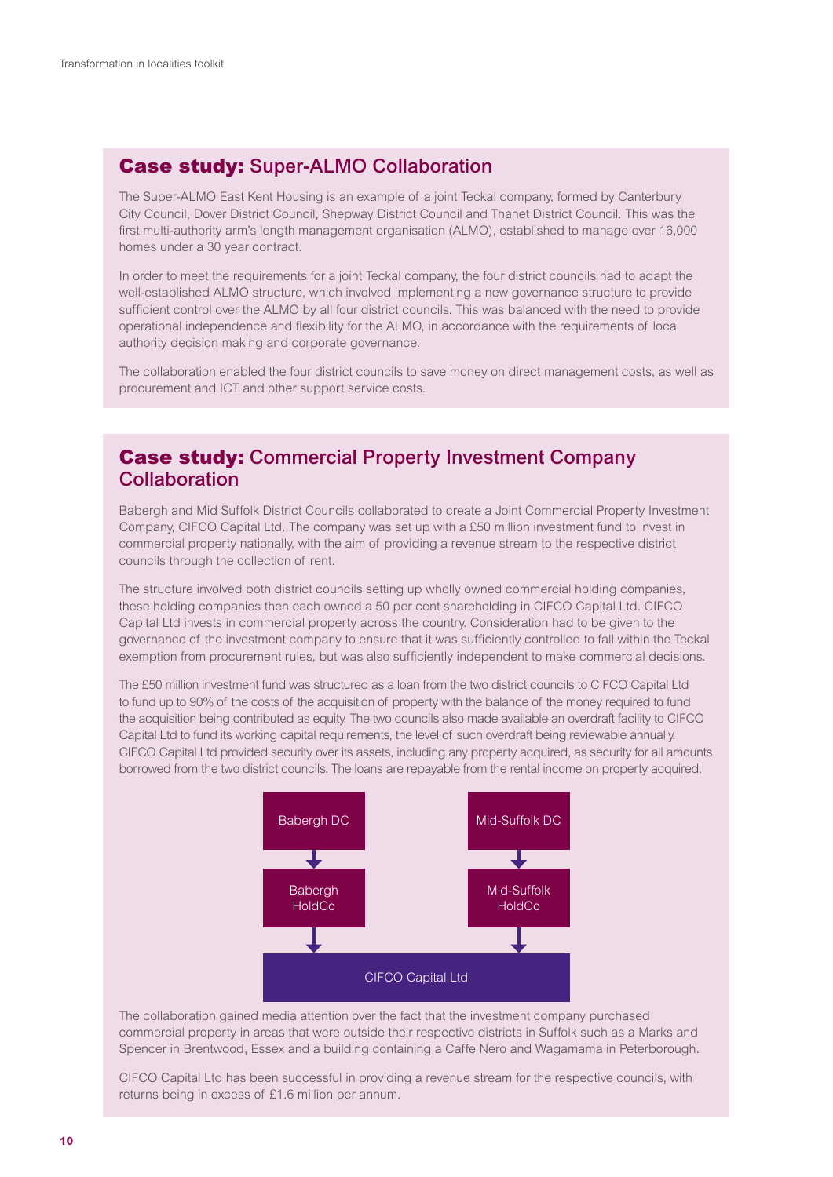## **Case study:** Super-ALMO Collaboration

The Super-ALMO East Kent Housing is an example of a joint Teckal company, formed by Canterbury City Council, Dover District Council, Shepway District Council and Thanet District Council. This was the first multi-authority arm's length management organisation (ALMO), established to manage over 16,000 homes under a 30 year contract.

In order to meet the requirements for a joint Teckal company, the four district councils had to adapt the well-established ALMO structure, which involved implementing a new governance structure to provide sufficient control over the ALMO by all four district councils. This was balanced with the need to provide operational independence and flexibility for the ALMO, in accordance with the requirements of local authority decision making and corporate governance.

The collaboration enabled the four district councils to save money on direct management costs, as well as procurement and ICT and other support service costs.

## **Case study:** Commercial Property Investment Company Collaboration

Babergh and Mid Suffolk District Councils collaborated to create a Joint Commercial Property Investment Company, CIFCO Capital Ltd. The company was set up with a £50 million investment fund to invest in commercial property nationally, with the aim of providing a revenue stream to the respective district councils through the collection of rent.

The structure involved both district councils setting up wholly owned commercial holding companies, these holding companies then each owned a 50 per cent shareholding in CIFCO Capital Ltd. CIFCO Capital Ltd invests in commercial property across the country. Consideration had to be given to the governance of the investment company to ensure that it was sufficiently controlled to fall within the Teckal exemption from procurement rules, but was also sufficiently independent to make commercial decisions.

The £50 million investment fund was structured as a loan from the two district councils to CIFCO Capital Ltd to fund up to 90% of the costs of the acquisition of property with the balance of the money required to fund the acquisition being contributed as equity. The two councils also made available an overdraft facility to CIFCO Capital Ltd to fund its working capital requirements, the level of such overdraft being reviewable annually. CIFCO Capital Ltd provided security over its assets, including any property acquired, as security for all amounts borrowed from the two district councils. The loans are repayable from the rental income on property acquired.

Babergh DC
Babergh HoldCo
Mid-Suffolk DC
Mid-Suffolk HoldCo
CIFCO Capital Ltd

The collaboration gained media attention over the fact that the investment company purchased commercial property in areas that were outside their respective districts in Suffolk such as a Marks and Spencer in Brentwood, Essex and a building containing a Caffe Nero and Wagamama in Peterborough.

CIFCO Capital Ltd has been successful in providing a revenue stream for the respective councils, with returns being in excess of £1.6 million per annum.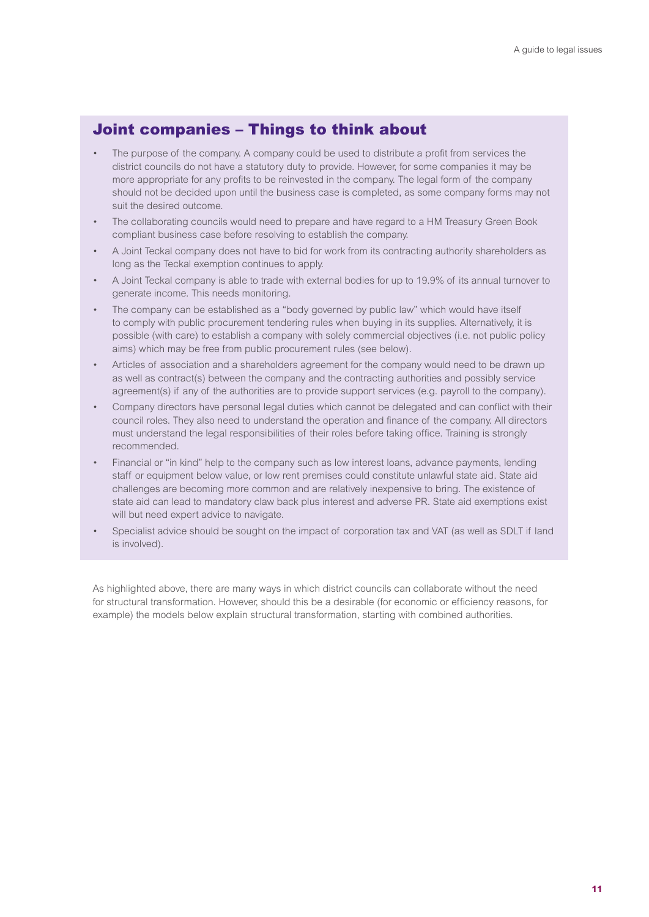## Joint companies – Things to think about

- The purpose of the company. A company could be used to distribute a profit from services the district councils do not have a statutory duty to provide. However, for some companies it may be more appropriate for any profits to be reinvested in the company. The legal form of the company should not be decided upon until the business case is completed, as some company forms may not suit the desired outcome.
- The collaborating councils would need to prepare and have regard to a HM Treasury Green Book compliant business case before resolving to establish the company.
- A Joint Teckal company does not have to bid for work from its contracting authority shareholders as long as the Teckal exemption continues to apply.
- A Joint Teckal company is able to trade with external bodies for up to 19.9% of its annual turnover to generate income. This needs monitoring.
- The company can be established as a "body governed by public law" which would have itself to comply with public procurement tendering rules when buying in its supplies. Alternatively, it is possible (with care) to establish a company with solely commercial objectives (i.e. not public policy aims) which may be free from public procurement rules (see below).
- Articles of association and a shareholders agreement for the company would need to be drawn up as well as contract(s) between the company and the contracting authorities and possibly service agreement(s) if any of the authorities are to provide support services (e.g. payroll to the company).
- Company directors have personal legal duties which cannot be delegated and can conflict with their council roles. They also need to understand the operation and finance of the company. All directors must understand the legal responsibilities of their roles before taking office. Training is strongly recommended.
- Financial or "in kind" help to the company such as low interest loans, advance payments, lending staff or equipment below value, or low rent premises could constitute unlawful state aid. State aid challenges are becoming more common and are relatively inexpensive to bring. The existence of state aid can lead to mandatory claw back plus interest and adverse PR. State aid exemptions exist will but need expert advice to navigate.
- Specialist advice should be sought on the impact of corporation tax and VAT (as well as SDLT if land is involved).

As highlighted above, there are many ways in which district councils can collaborate without the need for structural transformation. However, should this be a desirable (for economic or efficiency reasons, for example) the models below explain structural transformation, starting with combined authorities.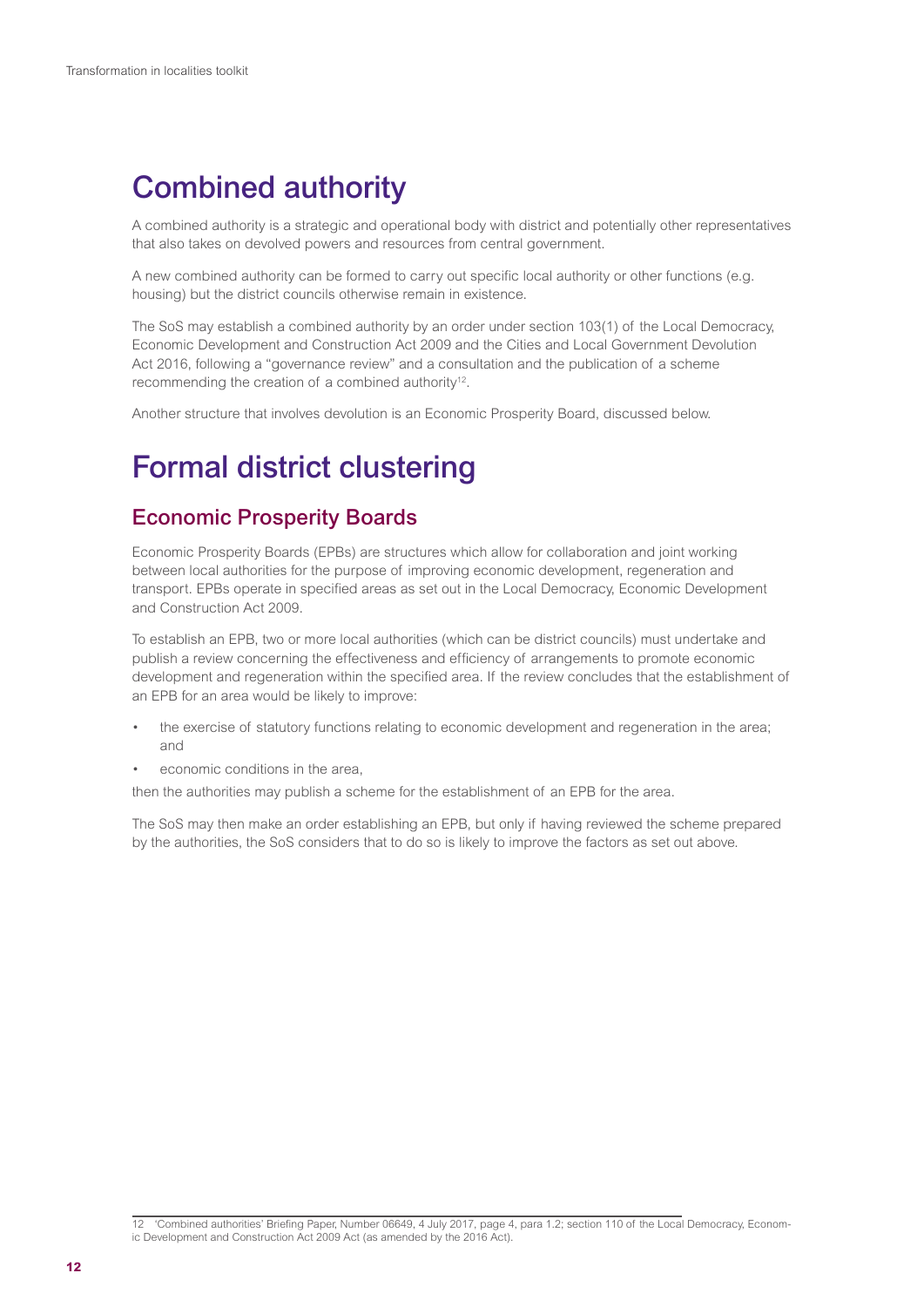# Combined authority

A combined authority is a strategic and operational body with district and potentially other representatives that also takes on devolved powers and resources from central government.

A new combined authority can be formed to carry out specific local authority or other functions (e.g. housing) but the district councils otherwise remain in existence.

The SoS may establish a combined authority by an order under section 103(1) of the Local Democracy, Economic Development and Construction Act 2009 and the Cities and Local Government Devolution Act 2016, following a "governance review" and a consultation and the publication of a scheme recommending the creation of a combined authority[12].

Another structure that involves devolution is an Economic Prosperity Board, discussed below.

# Formal district clustering

## Economic Prosperity Boards

Economic Prosperity Boards (EPBs) are structures which allow for collaboration and joint working between local authorities for the purpose of improving economic development, regeneration and transport. EPBs operate in specified areas as set out in the Local Democracy, Economic Development and Construction Act 2009.

To establish an EPB, two or more local authorities (which can be district councils) must undertake and publish a review concerning the effectiveness and efficiency of arrangements to promote economic development and regeneration within the specified area. If the review concludes that the establishment of an EPB for an area would be likely to improve:

- the exercise of statutory functions relating to economic development and regeneration in the area; and
- economic conditions in the area,

then the authorities may publish a scheme for the establishment of an EPB for the area.

The SoS may then make an order establishing an EPB, but only if having reviewed the scheme prepared by the authorities, the SoS considers that to do so is likely to improve the factors as set out above.

---

12 'Combined authorities' Briefing Paper, Number 06649, 4 July 2017, page 4, para 1.2; section 110 of the Local Democracy, Economic Development and Construction Act 2009 Act (as amended by the 2016 Act).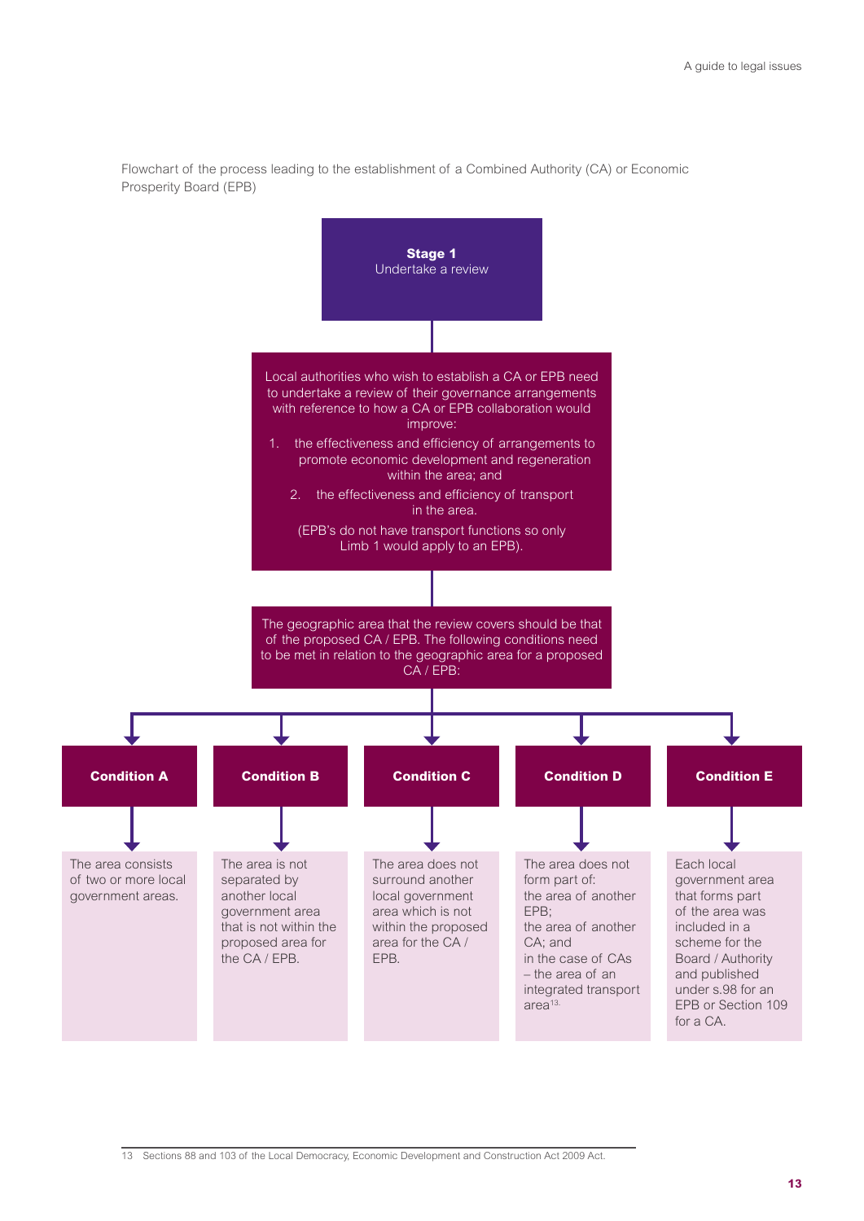Flowchart of the process leading to the establishment of a Combined Authority (CA) or Economic Prosperity Board (EPB)

**Stage 1**
Undertake a review

Local authorities who wish to establish a CA or EPB need to undertake a review of their governance arrangements with reference to how a CA or EPB collaboration would improve:

1. the effectiveness and efficiency of arrangements to promote economic development and regeneration within the area; and
2. the effectiveness and efficiency of transport in the area.

(EPB's do not have transport functions so only Limb 1 would apply to an EPB).

The geographic area that the review covers should be that of the proposed CA / EPB. The following conditions need to be met in relation to the geographic area for a proposed CA / EPB:

**Condition A**

The area consists of two or more local government areas.

**Condition B**

The area is not separated by another local government area that is not within the proposed area for the CA / EPB.

**Condition C**

The area does not surround another local government area which is not within the proposed area for the CA / EPB.

**Condition D**

The area does not form part of:
the area of another EPB;
the area of another CA; and
in the case of CAs – the area of an integrated transport area[13].

**Condition E**

Each local government area that forms part of the area was included in a scheme for the Board / Authority and published under s.98 for an EPB or Section 109 for a CA.

13 Sections 88 and 103 of the Local Democracy, Economic Development and Construction Act 2009 Act.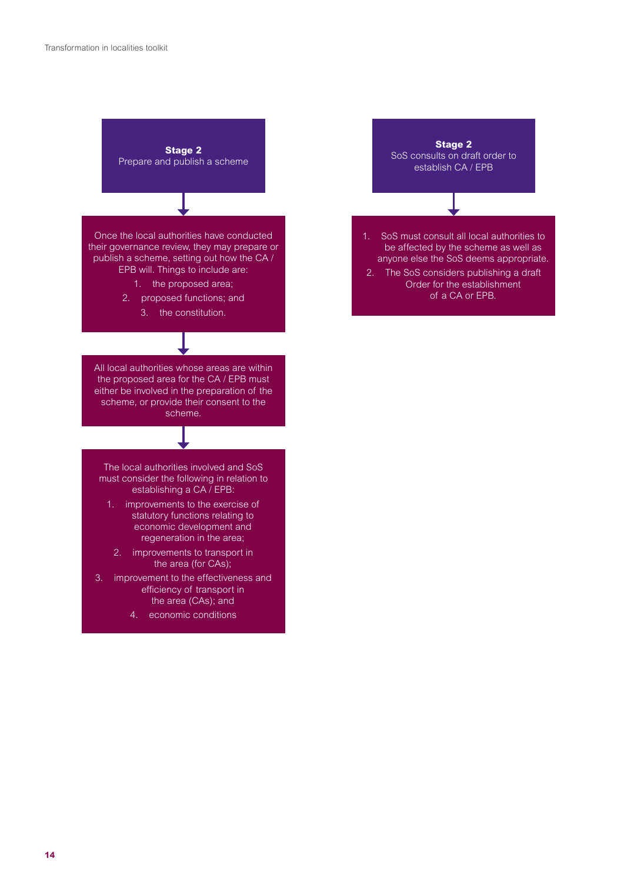**Stage 2**
Prepare and publish a scheme

Once the local authorities have conducted their governance review, they may prepare or publish a scheme, setting out how the CA / EPB will. Things to include are:

1. the proposed area;
2. proposed functions; and
3. the constitution.

All local authorities whose areas are within the proposed area for the CA / EPB must either be involved in the preparation of the scheme, or provide their consent to the scheme.

The local authorities involved and SoS must consider the following in relation to establishing a CA / EPB:

1. improvements to the exercise of statutory functions relating to economic development and regeneration in the area;
2. improvements to transport in the area (for CAs);
3. improvement to the effectiveness and efficiency of transport in the area (CAs); and
4. economic conditions

**Stage 2**
SoS consults on draft order to establish CA / EPB

1. SoS must consult all local authorities to be affected by the scheme as well as anyone else the SoS deems appropriate.
2. The SoS considers publishing a draft Order for the establishment of a CA or EPB.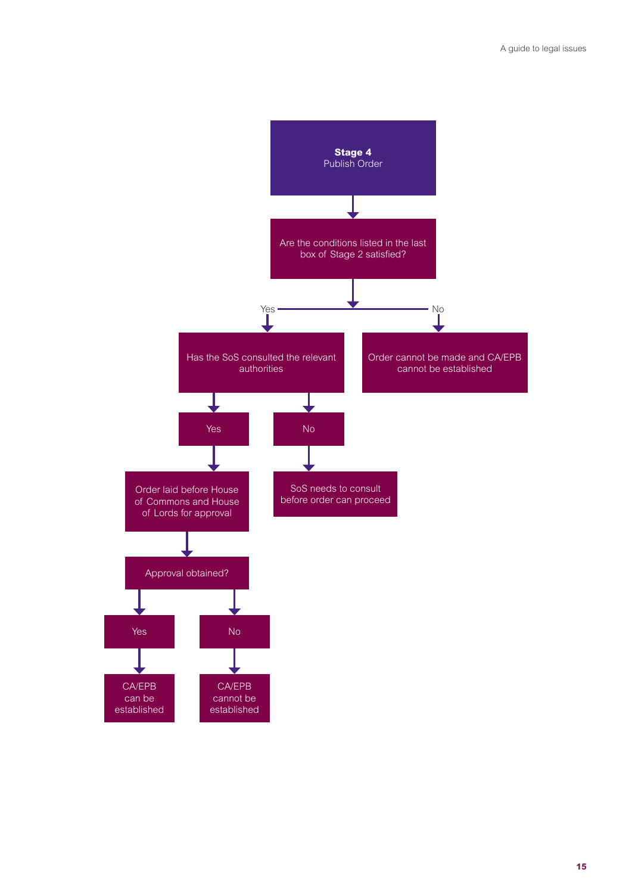**Stage 4**
Publish Order

Are the conditions listed in the last box of Stage 2 satisfied?

Yes

No

Has the SoS consulted the relevant authorities

Order cannot be made and CA/EPB cannot be established

Yes

No

Order laid before House of Commons and House of Lords for approval

SoS needs to consult before order can proceed

Approval obtained?

Yes

No

CA/EPB can be established

CA/EPB cannot be established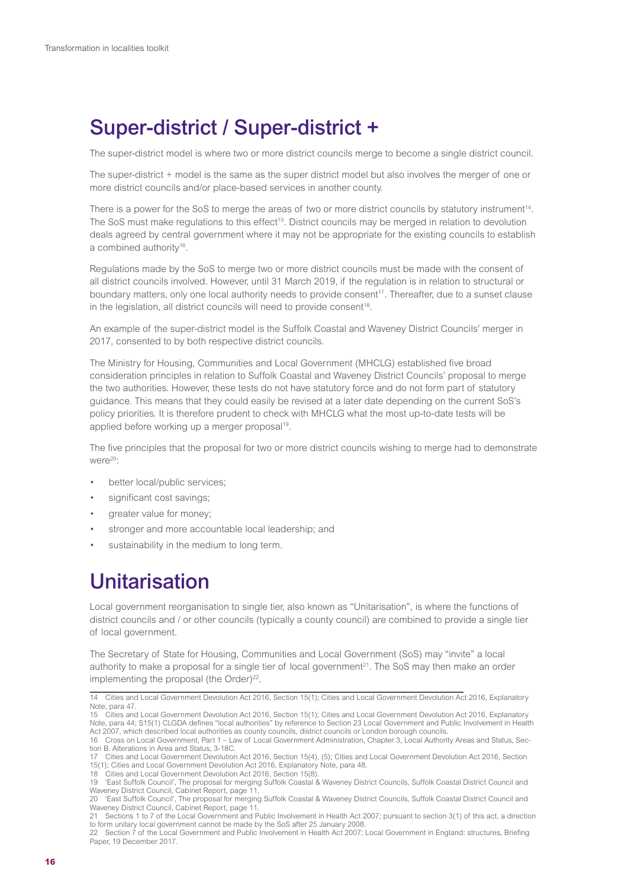## Super-district / Super-district +

The super-district model is where two or more district councils merge to become a single district council.

The super-district + model is the same as the super district model but also involves the merger of one or more district councils and/or place-based services in another county.

There is a power for the SoS to merge the areas of two or more district councils by statutory instrument[14]. The SoS must make regulations to this effect[15]. District councils may be merged in relation to devolution deals agreed by central government where it may not be appropriate for the existing councils to establish a combined authority[16].

Regulations made by the SoS to merge two or more district councils must be made with the consent of all district councils involved. However, until 31 March 2019, if the regulation is in relation to structural or boundary matters, only one local authority needs to provide consent[17]. Thereafter, due to a sunset clause in the legislation, all district councils will need to provide consent[18].

An example of the super-district model is the Suffolk Coastal and Waveney District Councils' merger in 2017, consented to by both respective district councils.

The Ministry for Housing, Communities and Local Government (MHCLG) established five broad consideration principles in relation to Suffolk Coastal and Waveney District Councils' proposal to merge the two authorities. However, these tests do not have statutory force and do not form part of statutory guidance. This means that they could easily be revised at a later date depending on the current SoS's policy priorities. It is therefore prudent to check with MHCLG what the most up-to-date tests will be applied before working up a merger proposal[19].

The five principles that the proposal for two or more district councils wishing to merge had to demonstrate were[20]:

- better local/public services;
- significant cost savings;
- greater value for money;
- stronger and more accountable local leadership; and
- sustainability in the medium to long term.

## Unitarisation

Local government reorganisation to single tier, also known as "Unitarisation", is where the functions of district councils and / or other councils (typically a county council) are combined to provide a single tier of local government.

The Secretary of State for Housing, Communities and Local Government (SoS) may "invite" a local authority to make a proposal for a single tier of local government[21]. The SoS may then make an order implementing the proposal (the Order)[22].

---

14 Cities and Local Government Devolution Act 2016, Section 15(1); Cities and Local Government Devolution Act 2016, Explanatory Note, para 47.

15 Cities and Local Government Devolution Act 2016, Section 15(1); Cities and Local Government Devolution Act 2016, Explanatory Note, para 44; S15(1) CLGDA defines "local authorities" by reference to Section 23 Local Government and Public Involvement in Health Act 2007, which described local authorities as county councils, district councils or London borough councils.

16 Cross on Local Government, Part 1 – Law of Local Government Administration, Chapter 3, Local Authority Areas and Status, Section B. Alterations in Area and Status, 3-18C.

17 Cities and Local Government Devolution Act 2016, Section 15(4), (5); Cities and Local Government Devolution Act 2016, Section 15(1); Cities and Local Government Devolution Act 2016, Explanatory Note, para 48.

18 Cities and Local Government Devolution Act 2016, Section 15(8).

19 'East Suffolk Council', The proposal for merging Suffolk Coastal & Waveney District Councils, Suffolk Coastal District Council and Waveney District Council, Cabinet Report, page 11.

20 'East Suffolk Council', The proposal for merging Suffolk Coastal & Waveney District Councils, Suffolk Coastal District Council and Waveney District Council, Cabinet Report, page 11.

21 Sections 1 to 7 of the Local Government and Public Involvement in Health Act 2007; pursuant to section 3(1) of this act, a direction to form unitary local government cannot be made by the SoS after 25 January 2008.

22 Section 7 of the Local Government and Public Involvement in Health Act 2007; Local Government in England: structures, Briefing Paper, 19 December 2017.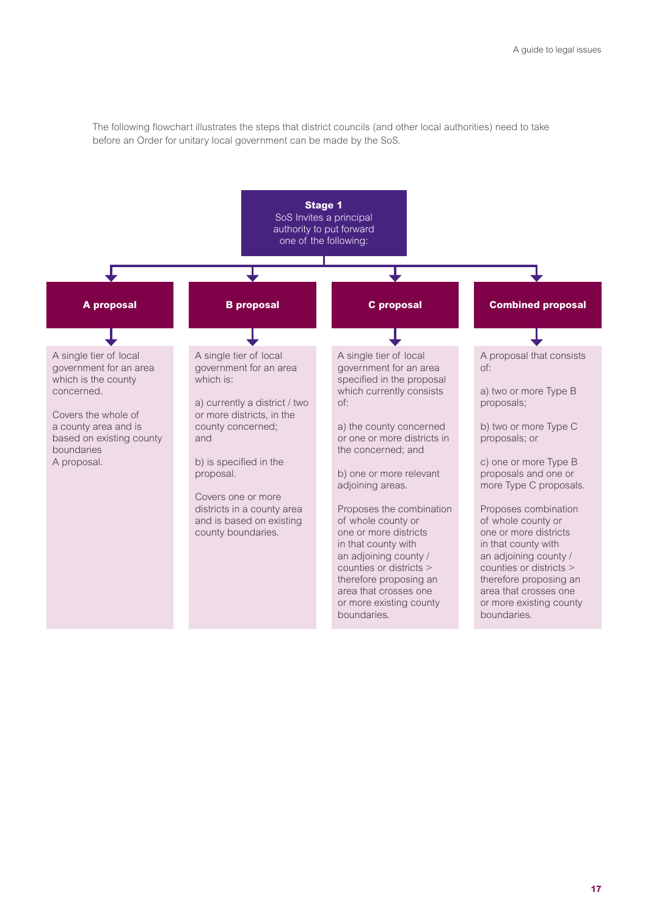The following flowchart illustrates the steps that district councils (and other local authorities) need to take before an Order for unitary local government can be made by the SoS.

**Stage 1**
SoS Invites a principal authority to put forward one of the following:

**A proposal**

A single tier of local government for an area which is the county concerned.

Covers the whole of a county area and is based on existing county boundaries
A proposal.

**B proposal**

A single tier of local government for an area which is:

a) currently a district / two or more districts, in the county concerned;
and

b) is specified in the proposal.

Covers one or more districts in a county area and is based on existing county boundaries.

**C proposal**

A single tier of local government for an area specified in the proposal which currently consists of:

a) the county concerned or one or more districts in the concerned; and

b) one or more relevant adjoining areas.

Proposes the combination of whole county or one or more districts in that county with an adjoining county / counties or districts > therefore proposing an area that crosses one or more existing county boundaries.

**Combined proposal**

A proposal that consists of:

a) two or more Type B proposals;

b) two or more Type C proposals; or

c) one or more Type B proposals and one or more Type C proposals.

Proposes combination of whole county or one or more districts in that county with an adjoining county / counties or districts > therefore proposing an area that crosses one or more existing county boundaries.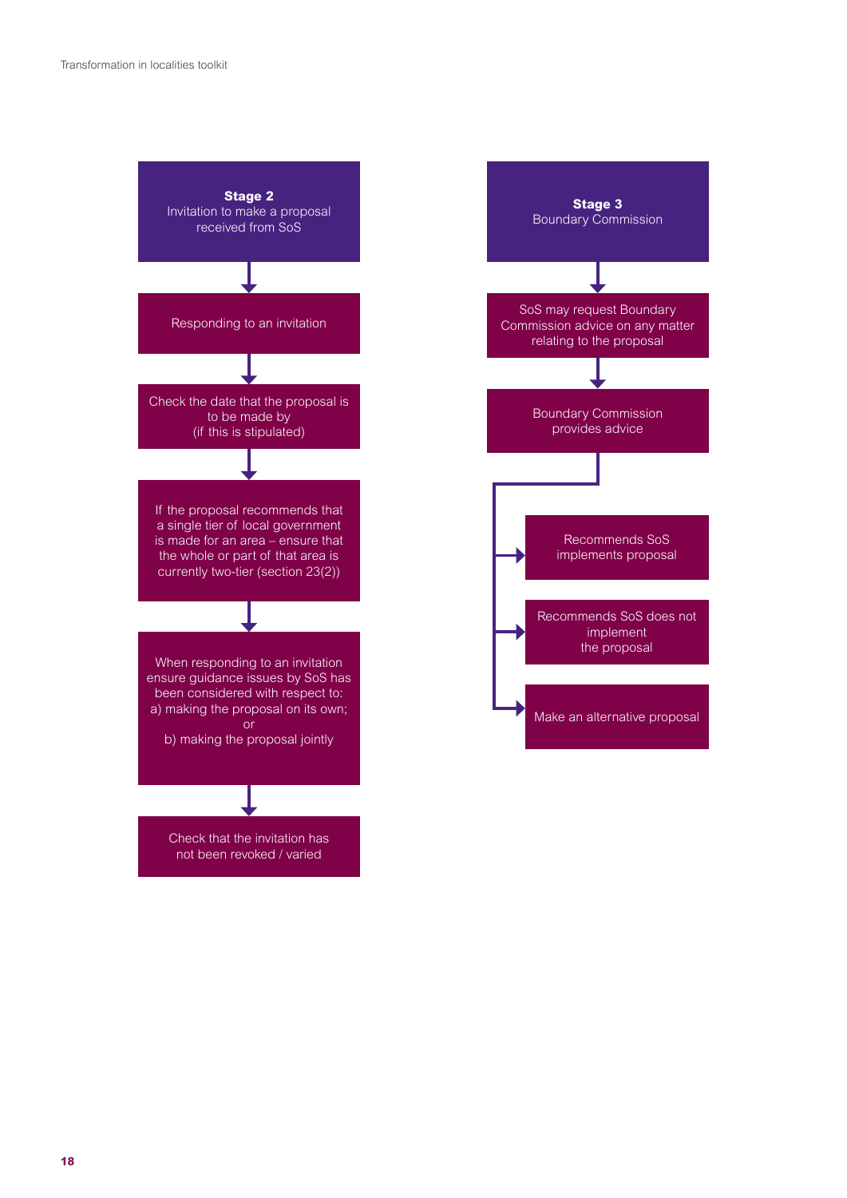**Stage 2**
Invitation to make a proposal received from SoS

Responding to an invitation

Check the date that the proposal is to be made by (if this is stipulated)

If the proposal recommends that a single tier of local government is made for an area – ensure that the whole or part of that area is currently two-tier (section 23(2))

When responding to an invitation ensure guidance issues by SoS has been considered with respect to:
a) making the proposal on its own;
or
b) making the proposal jointly

Check that the invitation has not been revoked / varied

**Stage 3**
Boundary Commission

SoS may request Boundary Commission advice on any matter relating to the proposal

Boundary Commission provides advice

Recommends SoS implements proposal

Recommends SoS does not implement the proposal

Make an alternative proposal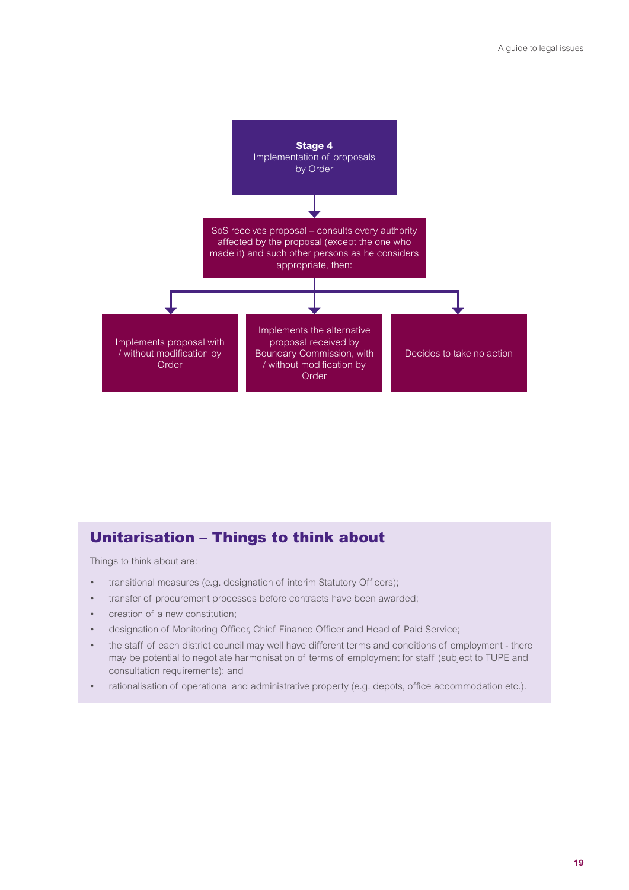**Stage 4**
Implementation of proposals by Order

SoS receives proposal – consults every authority affected by the proposal (except the one who made it) and such other persons as he considers appropriate, then:

Implements proposal with / without modification by Order

Implements the alternative proposal received by Boundary Commission, with / without modification by Order

Decides to take no action

## Unitarisation – Things to think about

Things to think about are:

- transitional measures (e.g. designation of interim Statutory Officers);
- transfer of procurement processes before contracts have been awarded;
- creation of a new constitution;
- designation of Monitoring Officer, Chief Finance Officer and Head of Paid Service;
- the staff of each district council may well have different terms and conditions of employment - there may be potential to negotiate harmonisation of terms of employment for staff (subject to TUPE and consultation requirements); and
- rationalisation of operational and administrative property (e.g. depots, office accommodation etc.).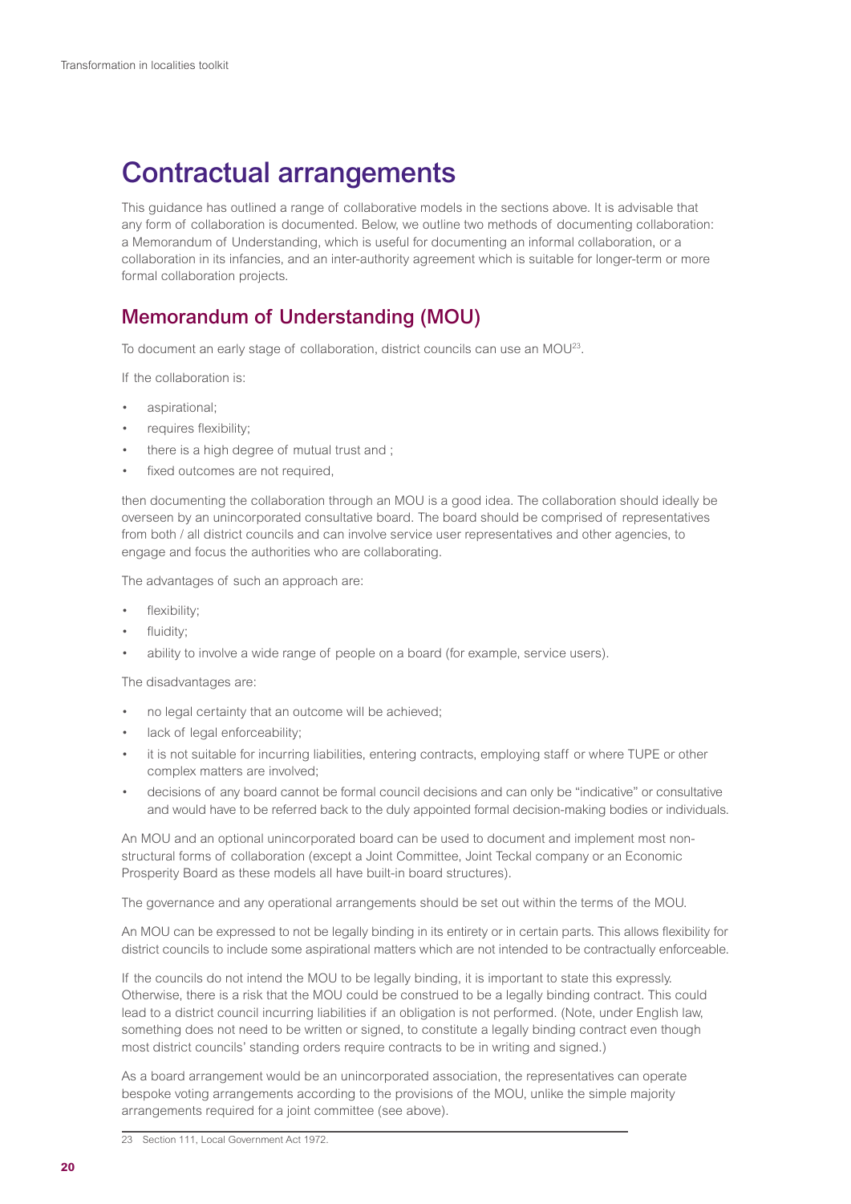# Contractual arrangements

This guidance has outlined a range of collaborative models in the sections above. It is advisable that any form of collaboration is documented. Below, we outline two methods of documenting collaboration: a Memorandum of Understanding, which is useful for documenting an informal collaboration, or a collaboration in its infancies, and an inter-authority agreement which is suitable for longer-term or more formal collaboration projects.

## Memorandum of Understanding (MOU)

To document an early stage of collaboration, district councils can use an MOU[23].

If the collaboration is:

- aspirational;
- requires flexibility;
- there is a high degree of mutual trust and ;
- fixed outcomes are not required,

then documenting the collaboration through an MOU is a good idea. The collaboration should ideally be overseen by an unincorporated consultative board. The board should be comprised of representatives from both / all district councils and can involve service user representatives and other agencies, to engage and focus the authorities who are collaborating.

The advantages of such an approach are:

- flexibility;
- fluidity;
- ability to involve a wide range of people on a board (for example, service users).

The disadvantages are:

- no legal certainty that an outcome will be achieved;
- lack of legal enforceability;
- it is not suitable for incurring liabilities, entering contracts, employing staff or where TUPE or other complex matters are involved;
- decisions of any board cannot be formal council decisions and can only be "indicative" or consultative and would have to be referred back to the duly appointed formal decision-making bodies or individuals.

An MOU and an optional unincorporated board can be used to document and implement most non-structural forms of collaboration (except a Joint Committee, Joint Teckal company or an Economic Prosperity Board as these models all have built-in board structures).

The governance and any operational arrangements should be set out within the terms of the MOU.

An MOU can be expressed to not be legally binding in its entirety or in certain parts. This allows flexibility for district councils to include some aspirational matters which are not intended to be contractually enforceable.

If the councils do not intend the MOU to be legally binding, it is important to state this expressly. Otherwise, there is a risk that the MOU could be construed to be a legally binding contract. This could lead to a district council incurring liabilities if an obligation is not performed. (Note, under English law, something does not need to be written or signed, to constitute a legally binding contract even though most district councils' standing orders require contracts to be in writing and signed.)

As a board arrangement would be an unincorporated association, the representatives can operate bespoke voting arrangements according to the provisions of the MOU, unlike the simple majority arrangements required for a joint committee (see above).

23 Section 111, Local Government Act 1972.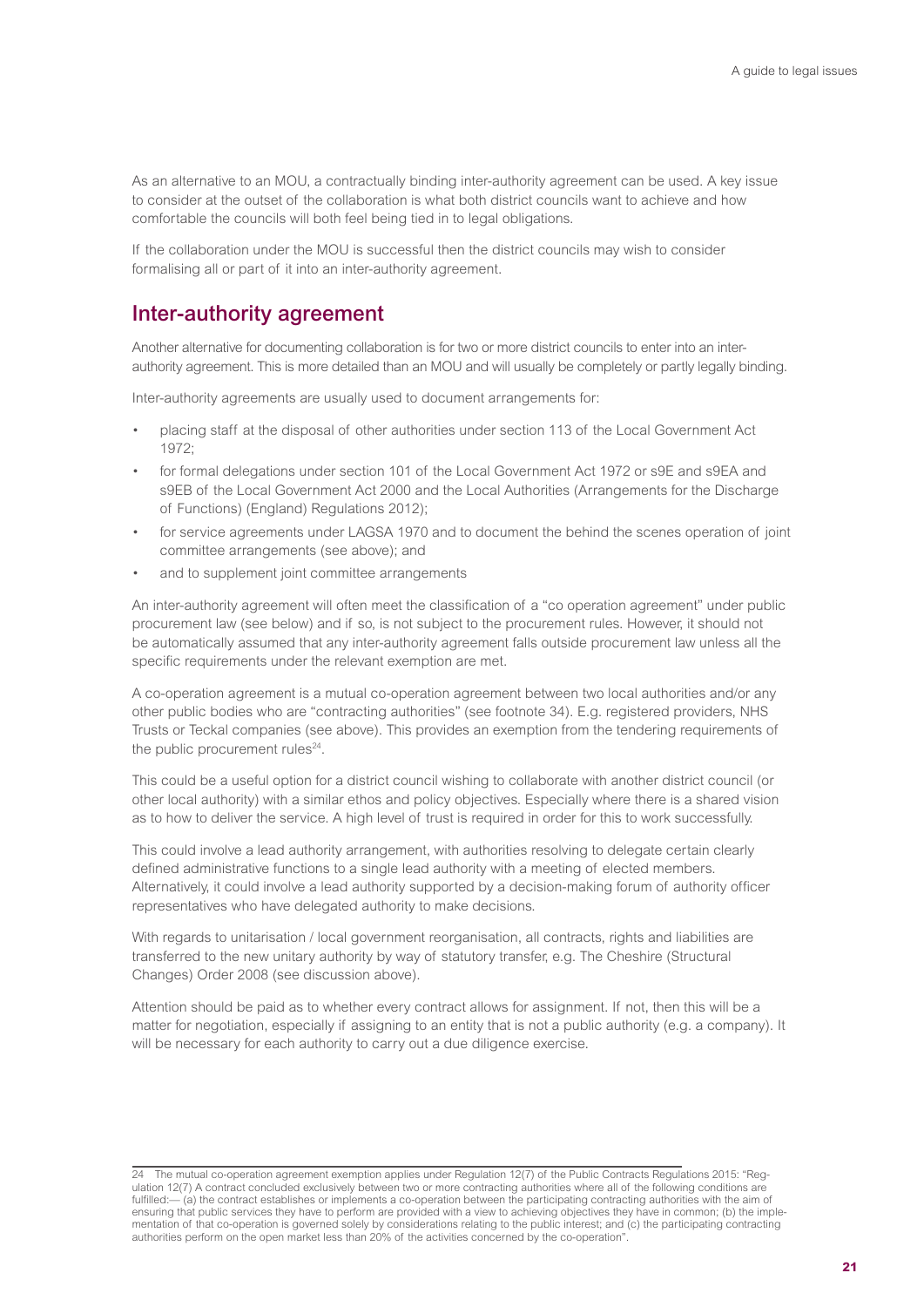As an alternative to an MOU, a contractually binding inter-authority agreement can be used. A key issue to consider at the outset of the collaboration is what both district councils want to achieve and how comfortable the councils will both feel being tied in to legal obligations.

If the collaboration under the MOU is successful then the district councils may wish to consider formalising all or part of it into an inter-authority agreement.

## Inter-authority agreement

Another alternative for documenting collaboration is for two or more district councils to enter into an inter-authority agreement. This is more detailed than an MOU and will usually be completely or partly legally binding.

Inter-authority agreements are usually used to document arrangements for:

- placing staff at the disposal of other authorities under section 113 of the Local Government Act 1972;
- for formal delegations under section 101 of the Local Government Act 1972 or s9E and s9EA and s9EB of the Local Government Act 2000 and the Local Authorities (Arrangements for the Discharge of Functions) (England) Regulations 2012);
- for service agreements under LAGSA 1970 and to document the behind the scenes operation of joint committee arrangements (see above); and
- and to supplement joint committee arrangements

An inter-authority agreement will often meet the classification of a "co operation agreement" under public procurement law (see below) and if so, is not subject to the procurement rules. However, it should not be automatically assumed that any inter-authority agreement falls outside procurement law unless all the specific requirements under the relevant exemption are met.

A co-operation agreement is a mutual co-operation agreement between two local authorities and/or any other public bodies who are "contracting authorities" (see footnote 34). E.g. registered providers, NHS Trusts or Teckal companies (see above). This provides an exemption from the tendering requirements of the public procurement rules[24].

This could be a useful option for a district council wishing to collaborate with another district council (or other local authority) with a similar ethos and policy objectives. Especially where there is a shared vision as to how to deliver the service. A high level of trust is required in order for this to work successfully.

This could involve a lead authority arrangement, with authorities resolving to delegate certain clearly defined administrative functions to a single lead authority with a meeting of elected members. Alternatively, it could involve a lead authority supported by a decision-making forum of authority officer representatives who have delegated authority to make decisions.

With regards to unitarisation / local government reorganisation, all contracts, rights and liabilities are transferred to the new unitary authority by way of statutory transfer, e.g. The Cheshire (Structural Changes) Order 2008 (see discussion above).

Attention should be paid as to whether every contract allows for assignment. If not, then this will be a matter for negotiation, especially if assigning to an entity that is not a public authority (e.g. a company). It will be necessary for each authority to carry out a due diligence exercise.

---

24 The mutual co-operation agreement exemption applies under Regulation 12(7) of the Public Contracts Regulations 2015: "Regulation 12(7) A contract concluded exclusively between two or more contracting authorities where all of the following conditions are fulfilled:— (a) the contract establishes or implements a co-operation between the participating contracting authorities with the aim of ensuring that public services they have to perform are provided with a view to achieving objectives they have in common; (b) the implementation of that co-operation is governed solely by considerations relating to the public interest; and (c) the participating contracting authorities perform on the open market less than 20% of the activities concerned by the co-operation".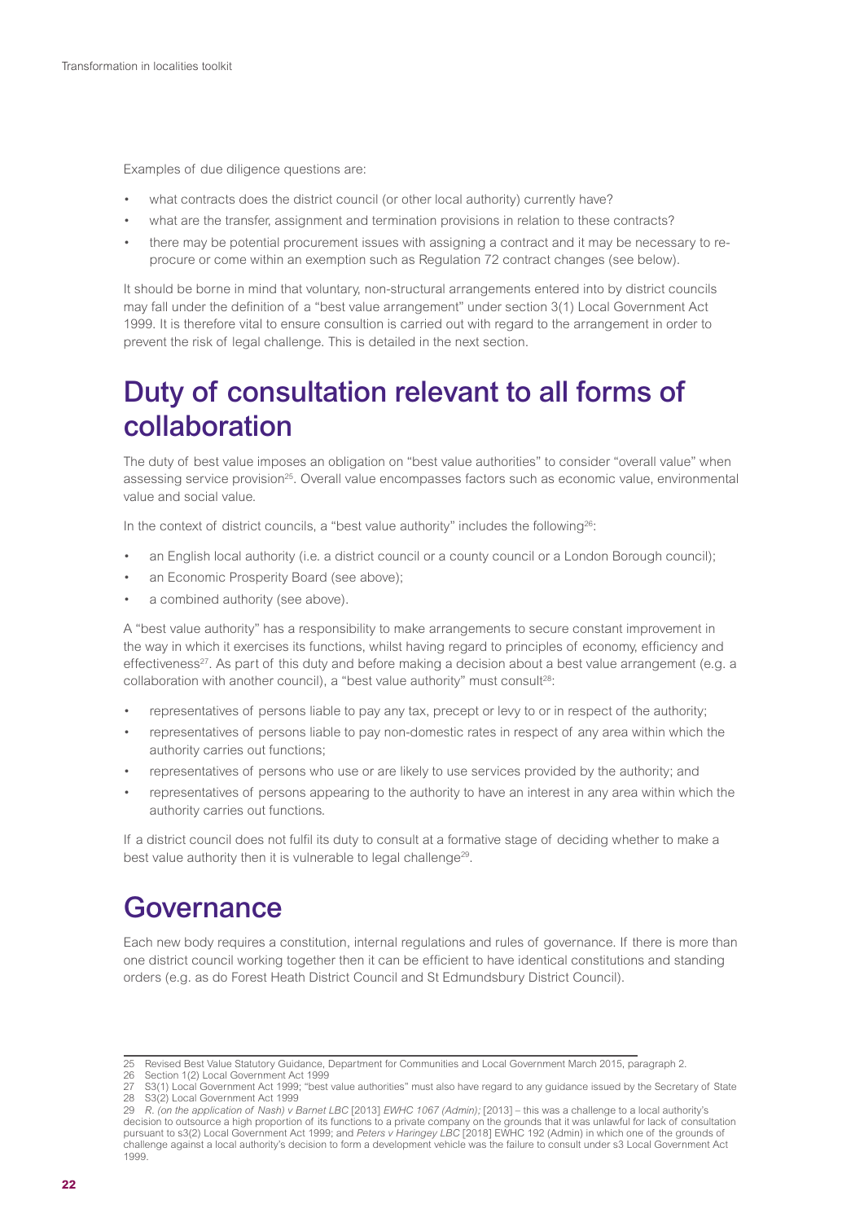Examples of due diligence questions are:

- what contracts does the district council (or other local authority) currently have?
- what are the transfer, assignment and termination provisions in relation to these contracts?
- there may be potential procurement issues with assigning a contract and it may be necessary to re-procure or come within an exemption such as Regulation 72 contract changes (see below).

It should be borne in mind that voluntary, non-structural arrangements entered into by district councils may fall under the definition of a "best value arrangement" under section 3(1) Local Government Act 1999. It is therefore vital to ensure consultation is carried out with regard to the arrangement in order to prevent the risk of legal challenge. This is detailed in the next section.

## Duty of consultation relevant to all forms of collaboration

The duty of best value imposes an obligation on "best value authorities" to consider "overall value" when assessing service provision[25]. Overall value encompasses factors such as economic value, environmental value and social value.

In the context of district councils, a "best value authority" includes the following[26]:

- an English local authority (i.e. a district council or a county council or a London Borough council);
- an Economic Prosperity Board (see above);
- a combined authority (see above).

A "best value authority" has a responsibility to make arrangements to secure constant improvement in the way in which it exercises its functions, whilst having regard to principles of economy, efficiency and effectiveness[27]. As part of this duty and before making a decision about a best value arrangement (e.g. a collaboration with another council), a "best value authority" must consult[28]:

- representatives of persons liable to pay any tax, precept or levy to or in respect of the authority;
- representatives of persons liable to pay non-domestic rates in respect of any area within which the authority carries out functions;
- representatives of persons who use or are likely to use services provided by the authority; and
- representatives of persons appearing to the authority to have an interest in any area within which the authority carries out functions.

If a district council does not fulfil its duty to consult at a formative stage of deciding whether to make a best value authority then it is vulnerable to legal challenge[29].

## Governance

Each new body requires a constitution, internal regulations and rules of governance. If there is more than one district council working together then it can be efficient to have identical constitutions and standing orders (e.g. as do Forest Heath District Council and St Edmundsbury District Council).

---

25 Revised Best Value Statutory Guidance, Department for Communities and Local Government March 2015, paragraph 2.
26 Section 1(2) Local Government Act 1999
27 S3(1) Local Government Act 1999; "best value authorities" must also have regard to any guidance issued by the Secretary of State
28 S3(2) Local Government Act 1999
29 *R. (on the application of Nash) v Barnet LBC* [2013] *EWHC 1067 (Admin);* [2013] – this was a challenge to a local authority's decision to outsource a high proportion of its functions to a private company on the grounds that it was unlawful for lack of consultation pursuant to s3(2) Local Government Act 1999; and *Peters v Haringey LBC* [2018] EWHC 192 (Admin) in which one of the grounds of challenge against a local authority's decision to form a development vehicle was the failure to consult under s3 Local Government Act 1999.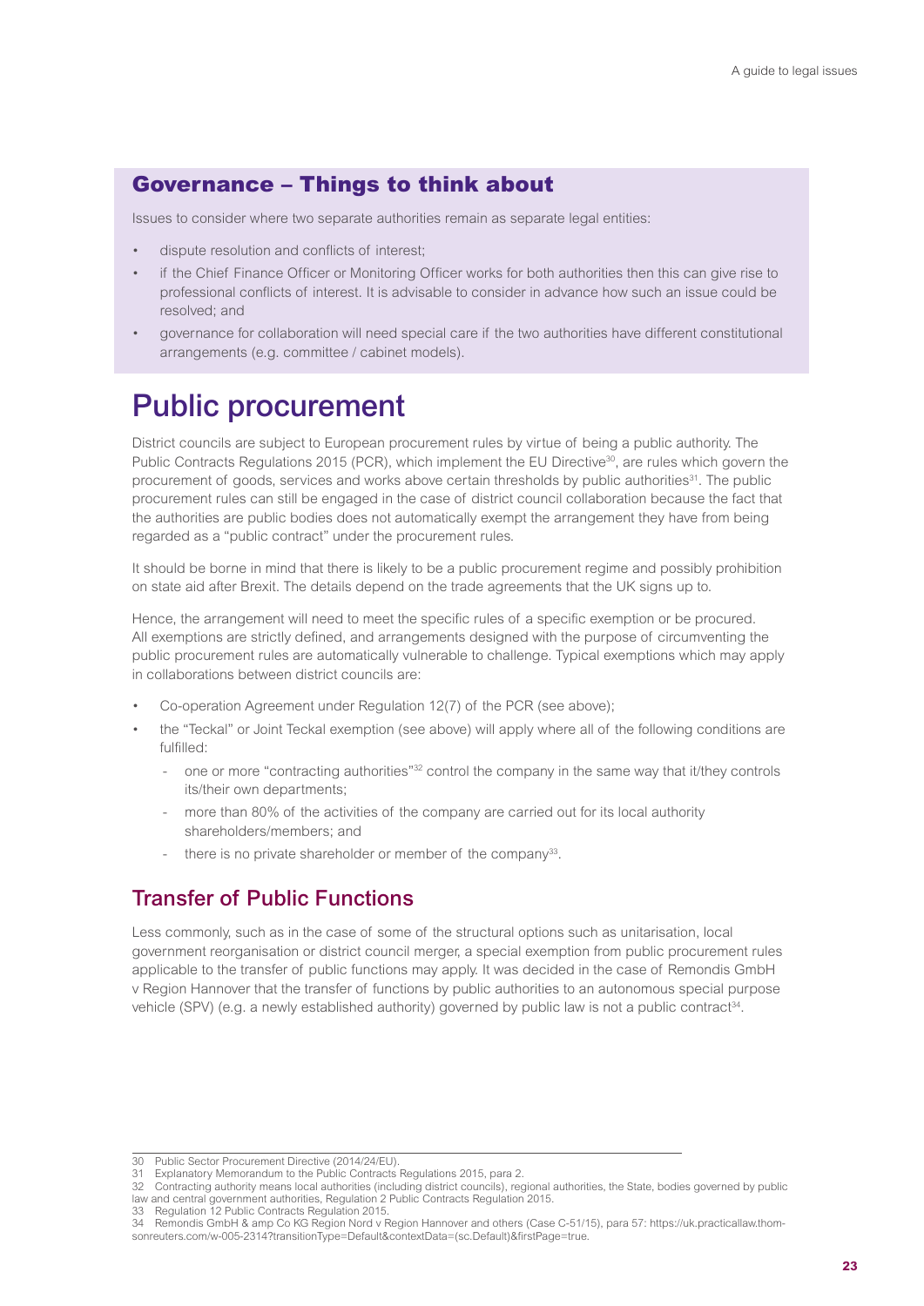## Governance – Things to think about

Issues to consider where two separate authorities remain as separate legal entities:

- dispute resolution and conflicts of interest;
- if the Chief Finance Officer or Monitoring Officer works for both authorities then this can give rise to professional conflicts of interest. It is advisable to consider in advance how such an issue could be resolved; and
- governance for collaboration will need special care if the two authorities have different constitutional arrangements (e.g. committee / cabinet models).

# Public procurement

District councils are subject to European procurement rules by virtue of being a public authority. The Public Contracts Regulations 2015 (PCR), which implement the EU Directive[30], are rules which govern the procurement of goods, services and works above certain thresholds by public authorities[31]. The public procurement rules can still be engaged in the case of district council collaboration because the fact that the authorities are public bodies does not automatically exempt the arrangement they have from being regarded as a "public contract" under the procurement rules.

It should be borne in mind that there is likely to be a public procurement regime and possibly prohibition on state aid after Brexit. The details depend on the trade agreements that the UK signs up to.

Hence, the arrangement will need to meet the specific rules of a specific exemption or be procured. All exemptions are strictly defined, and arrangements designed with the purpose of circumventing the public procurement rules are automatically vulnerable to challenge. Typical exemptions which may apply in collaborations between district councils are:

- Co-operation Agreement under Regulation 12(7) of the PCR (see above);
- the "Teckal" or Joint Teckal exemption (see above) will apply where all of the following conditions are fulfilled:
  - one or more "contracting authorities"[32] control the company in the same way that it/they controls its/their own departments;
  - more than 80% of the activities of the company are carried out for its local authority shareholders/members; and
  - there is no private shareholder or member of the company[33].

## Transfer of Public Functions

Less commonly, such as in the case of some of the structural options such as unitarisation, local government reorganisation or district council merger, a special exemption from public procurement rules applicable to the transfer of public functions may apply. It was decided in the case of Remondis GmbH v Region Hannover that the transfer of functions by public authorities to an autonomous special purpose vehicle (SPV) (e.g. a newly established authority) governed by public law is not a public contract[34].

---

30 Public Sector Procurement Directive (2014/24/EU).

31 Explanatory Memorandum to the Public Contracts Regulations 2015, para 2.

32 Contracting authority means local authorities (including district councils), regional authorities, the State, bodies governed by public law and central government authorities, Regulation 2 Public Contracts Regulation 2015.

33 Regulation 12 Public Contracts Regulation 2015.

34 Remondis GmbH & amp Co KG Region Nord v Region Hannover and others (Case C-51/15), para 57: https://uk.practicallaw.thomsonreuters.com/w-005-2314?transitionType=Default&contextData=(sc.Default)&firstPage=true.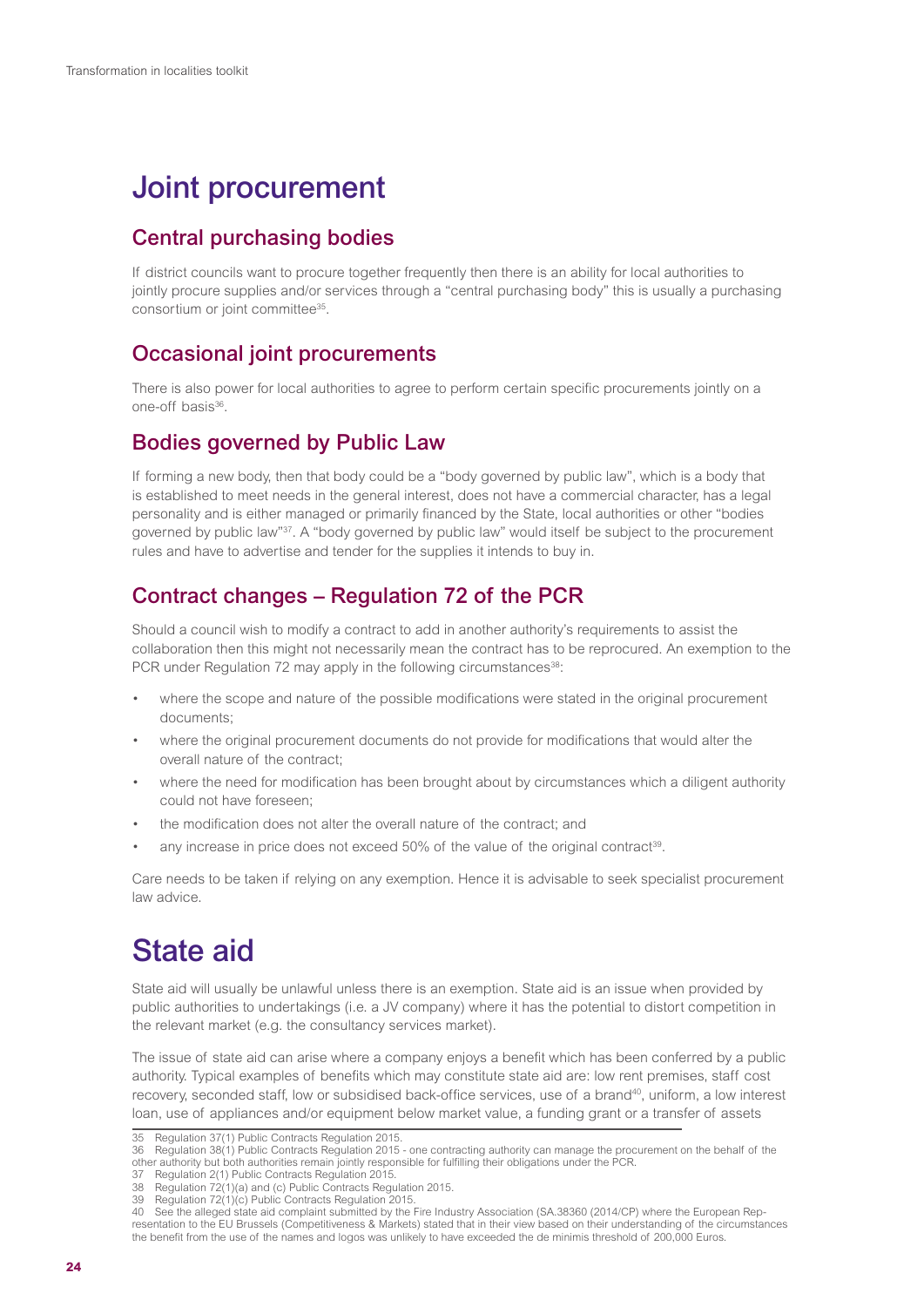# Joint procurement

## Central purchasing bodies

If district councils want to procure together frequently then there is an ability for local authorities to jointly procure supplies and/or services through a "central purchasing body" this is usually a purchasing consortium or joint committee[35].

## Occasional joint procurements

There is also power for local authorities to agree to perform certain specific procurements jointly on a one-off basis[36].

## Bodies governed by Public Law

If forming a new body, then that body could be a "body governed by public law", which is a body that is established to meet needs in the general interest, does not have a commercial character, has a legal personality and is either managed or primarily financed by the State, local authorities or other "bodies governed by public law"[37]. A "body governed by public law" would itself be subject to the procurement rules and have to advertise and tender for the supplies it intends to buy in.

## Contract changes – Regulation 72 of the PCR

Should a council wish to modify a contract to add in another authority's requirements to assist the collaboration then this might not necessarily mean the contract has to be reprocured. An exemption to the PCR under Regulation 72 may apply in the following circumstances[38]:

- where the scope and nature of the possible modifications were stated in the original procurement documents;
- where the original procurement documents do not provide for modifications that would alter the overall nature of the contract;
- where the need for modification has been brought about by circumstances which a diligent authority could not have foreseen;
- the modification does not alter the overall nature of the contract; and
- any increase in price does not exceed 50% of the value of the original contract[39].

Care needs to be taken if relying on any exemption. Hence it is advisable to seek specialist procurement law advice.

# State aid

State aid will usually be unlawful unless there is an exemption. State aid is an issue when provided by public authorities to undertakings (i.e. a JV company) where it has the potential to distort competition in the relevant market (e.g. the consultancy services market).

The issue of state aid can arise where a company enjoys a benefit which has been conferred by a public authority. Typical examples of benefits which may constitute state aid are: low rent premises, staff cost recovery, seconded staff, low or subsidised back-office services, use of a brand[40], uniform, a low interest loan, use of appliances and/or equipment below market value, a funding grant or a transfer of assets

---

35 Regulation 37(1) Public Contracts Regulation 2015.

36 Regulation 38(1) Public Contracts Regulation 2015 - one contracting authority can manage the procurement on the behalf of the other authority but both authorities remain jointly responsible for fulfilling their obligations under the PCR.

37 Regulation 2(1) Public Contracts Regulation 2015.

38 Regulation 72(1)(a) and (c) Public Contracts Regulation 2015.

39 Regulation 72(1)(c) Public Contracts Regulation 2015.

40 See the alleged state aid complaint submitted by the Fire Industry Association (SA.38360 (2014/CP) where the European Representation to the EU Brussels (Competitiveness & Markets) stated that in their view based on their understanding of the circumstances the benefit from the use of the names and logos was unlikely to have exceeded the de minimis threshold of 200,000 Euros.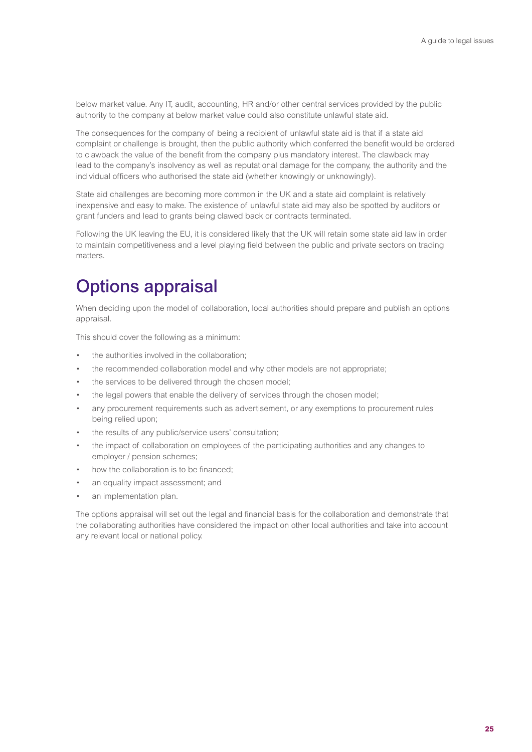below market value. Any IT, audit, accounting, HR and/or other central services provided by the public authority to the company at below market value could also constitute unlawful state aid.

The consequences for the company of being a recipient of unlawful state aid is that if a state aid complaint or challenge is brought, then the public authority which conferred the benefit would be ordered to clawback the value of the benefit from the company plus mandatory interest. The clawback may lead to the company's insolvency as well as reputational damage for the company, the authority and the individual officers who authorised the state aid (whether knowingly or unknowingly).

State aid challenges are becoming more common in the UK and a state aid complaint is relatively inexpensive and easy to make. The existence of unlawful state aid may also be spotted by auditors or grant funders and lead to grants being clawed back or contracts terminated.

Following the UK leaving the EU, it is considered likely that the UK will retain some state aid law in order to maintain competitiveness and a level playing field between the public and private sectors on trading matters.

## Options appraisal

When deciding upon the model of collaboration, local authorities should prepare and publish an options appraisal.

This should cover the following as a minimum:

- the authorities involved in the collaboration;
- the recommended collaboration model and why other models are not appropriate;
- the services to be delivered through the chosen model;
- the legal powers that enable the delivery of services through the chosen model;
- any procurement requirements such as advertisement, or any exemptions to procurement rules being relied upon;
- the results of any public/service users' consultation;
- the impact of collaboration on employees of the participating authorities and any changes to employer / pension schemes;
- how the collaboration is to be financed;
- an equality impact assessment; and
- an implementation plan.

The options appraisal will set out the legal and financial basis for the collaboration and demonstrate that the collaborating authorities have considered the impact on other local authorities and take into account any relevant local or national policy.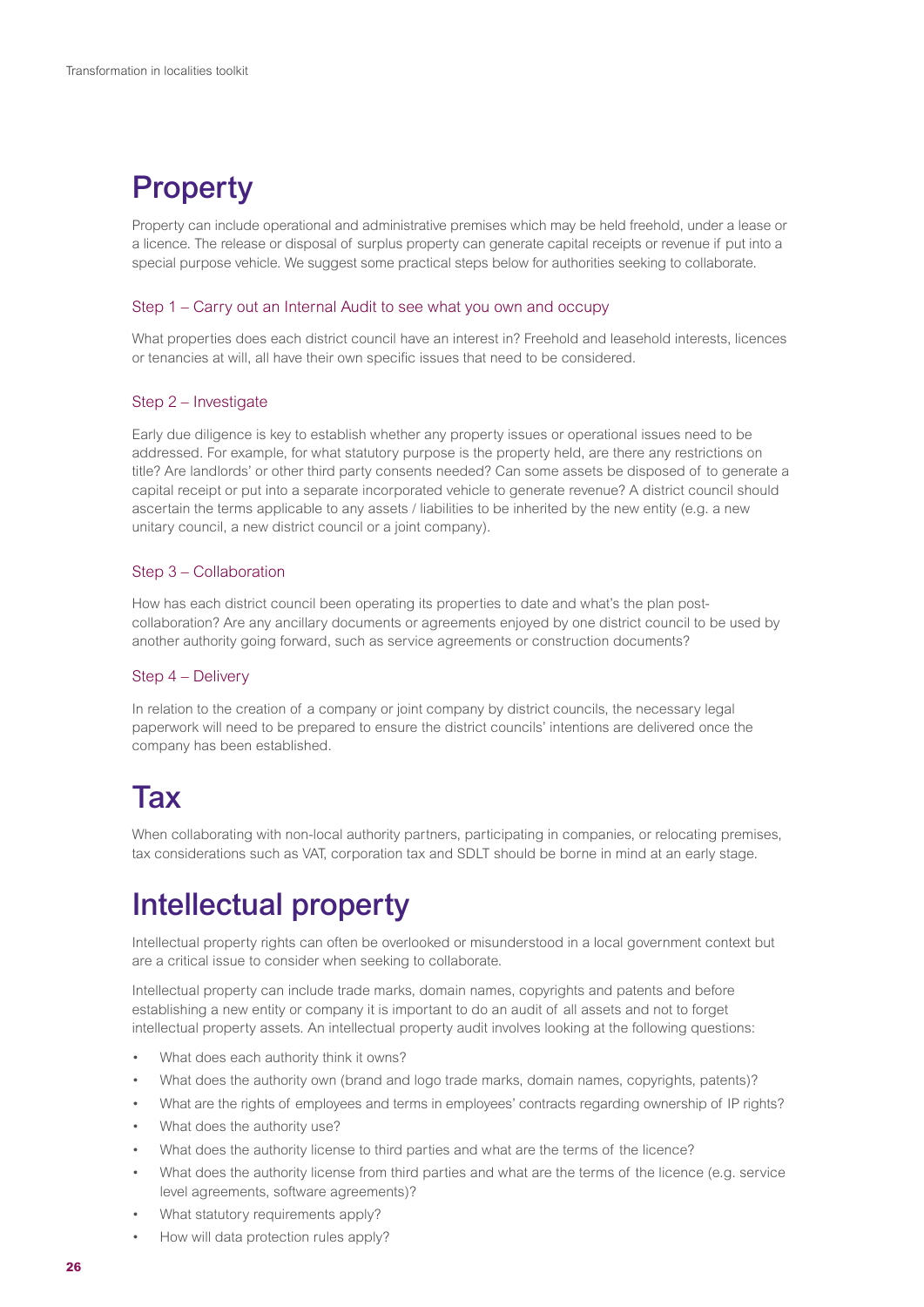## Property

Property can include operational and administrative premises which may be held freehold, under a lease or a licence. The release or disposal of surplus property can generate capital receipts or revenue if put into a special purpose vehicle. We suggest some practical steps below for authorities seeking to collaborate.

### Step 1 – Carry out an Internal Audit to see what you own and occupy

What properties does each district council have an interest in? Freehold and leasehold interests, licences or tenancies at will, all have their own specific issues that need to be considered.

### Step 2 – Investigate

Early due diligence is key to establish whether any property issues or operational issues need to be addressed. For example, for what statutory purpose is the property held, are there any restrictions on title? Are landlords' or other third party consents needed? Can some assets be disposed of to generate a capital receipt or put into a separate incorporated vehicle to generate revenue? A district council should ascertain the terms applicable to any assets / liabilities to be inherited by the new entity (e.g. a new unitary council, a new district council or a joint company).

### Step 3 – Collaboration

How has each district council been operating its properties to date and what's the plan post-collaboration? Are any ancillary documents or agreements enjoyed by one district council to be used by another authority going forward, such as service agreements or construction documents?

### Step 4 – Delivery

In relation to the creation of a company or joint company by district councils, the necessary legal paperwork will need to be prepared to ensure the district councils' intentions are delivered once the company has been established.

## Tax

When collaborating with non-local authority partners, participating in companies, or relocating premises, tax considerations such as VAT, corporation tax and SDLT should be borne in mind at an early stage.

## Intellectual property

Intellectual property rights can often be overlooked or misunderstood in a local government context but are a critical issue to consider when seeking to collaborate.

Intellectual property can include trade marks, domain names, copyrights and patents and before establishing a new entity or company it is important to do an audit of all assets and not to forget intellectual property assets. An intellectual property audit involves looking at the following questions:

- What does each authority think it owns?
- What does the authority own (brand and logo trade marks, domain names, copyrights, patents)?
- What are the rights of employees and terms in employees' contracts regarding ownership of IP rights?
- What does the authority use?
- What does the authority license to third parties and what are the terms of the licence?
- What does the authority license from third parties and what are the terms of the licence (e.g. service level agreements, software agreements)?
- What statutory requirements apply?
- How will data protection rules apply?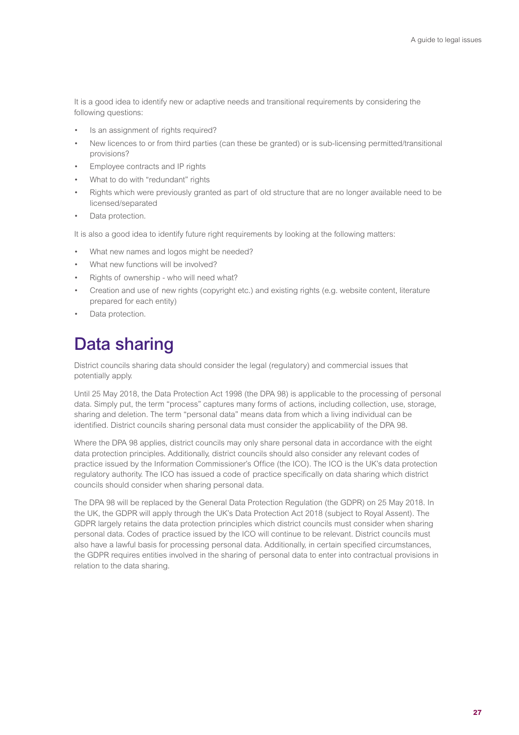It is a good idea to identify new or adaptive needs and transitional requirements by considering the following questions:

- Is an assignment of rights required?
- New licences to or from third parties (can these be granted) or is sub-licensing permitted/transitional provisions?
- Employee contracts and IP rights
- What to do with "redundant" rights
- Rights which were previously granted as part of old structure that are no longer available need to be licensed/separated
- Data protection.

It is also a good idea to identify future right requirements by looking at the following matters:

- What new names and logos might be needed?
- What new functions will be involved?
- Rights of ownership - who will need what?
- Creation and use of new rights (copyright etc.) and existing rights (e.g. website content, literature prepared for each entity)
- Data protection.

## Data sharing

District councils sharing data should consider the legal (regulatory) and commercial issues that potentially apply.

Until 25 May 2018, the Data Protection Act 1998 (the DPA 98) is applicable to the processing of personal data. Simply put, the term "process" captures many forms of actions, including collection, use, storage, sharing and deletion. The term "personal data" means data from which a living individual can be identified. District councils sharing personal data must consider the applicability of the DPA 98.

Where the DPA 98 applies, district councils may only share personal data in accordance with the eight data protection principles. Additionally, district councils should also consider any relevant codes of practice issued by the Information Commissioner's Office (the ICO). The ICO is the UK's data protection regulatory authority. The ICO has issued a code of practice specifically on data sharing which district councils should consider when sharing personal data.

The DPA 98 will be replaced by the General Data Protection Regulation (the GDPR) on 25 May 2018. In the UK, the GDPR will apply through the UK's Data Protection Act 2018 (subject to Royal Assent). The GDPR largely retains the data protection principles which district councils must consider when sharing personal data. Codes of practice issued by the ICO will continue to be relevant. District councils must also have a lawful basis for processing personal data. Additionally, in certain specified circumstances, the GDPR requires entities involved in the sharing of personal data to enter into contractual provisions in relation to the data sharing.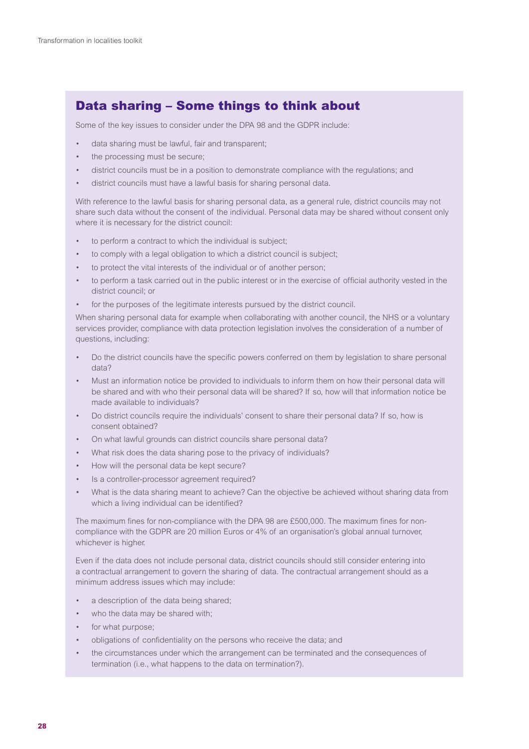## Data sharing – Some things to think about

Some of the key issues to consider under the DPA 98 and the GDPR include:

- data sharing must be lawful, fair and transparent;
- the processing must be secure;
- district councils must be in a position to demonstrate compliance with the regulations; and
- district councils must have a lawful basis for sharing personal data.

With reference to the lawful basis for sharing personal data, as a general rule, district councils may not share such data without the consent of the individual. Personal data may be shared without consent only where it is necessary for the district council:

- to perform a contract to which the individual is subject;
- to comply with a legal obligation to which a district council is subject;
- to protect the vital interests of the individual or of another person;
- to perform a task carried out in the public interest or in the exercise of official authority vested in the district council; or
- for the purposes of the legitimate interests pursued by the district council.

When sharing personal data for example when collaborating with another council, the NHS or a voluntary services provider, compliance with data protection legislation involves the consideration of a number of questions, including:

- Do the district councils have the specific powers conferred on them by legislation to share personal data?
- Must an information notice be provided to individuals to inform them on how their personal data will be shared and with who their personal data will be shared? If so, how will that information notice be made available to individuals?
- Do district councils require the individuals' consent to share their personal data? If so, how is consent obtained?
- On what lawful grounds can district councils share personal data?
- What risk does the data sharing pose to the privacy of individuals?
- How will the personal data be kept secure?
- Is a controller-processor agreement required?
- What is the data sharing meant to achieve? Can the objective be achieved without sharing data from which a living individual can be identified?

The maximum fines for non-compliance with the DPA 98 are £500,000. The maximum fines for non-compliance with the GDPR are 20 million Euros or 4% of an organisation's global annual turnover, whichever is higher.

Even if the data does not include personal data, district councils should still consider entering into a contractual arrangement to govern the sharing of data. The contractual arrangement should as a minimum address issues which may include:

- a description of the data being shared;
- who the data may be shared with;
- for what purpose;
- obligations of confidentiality on the persons who receive the data; and
- the circumstances under which the arrangement can be terminated and the consequences of termination (i.e., what happens to the data on termination?).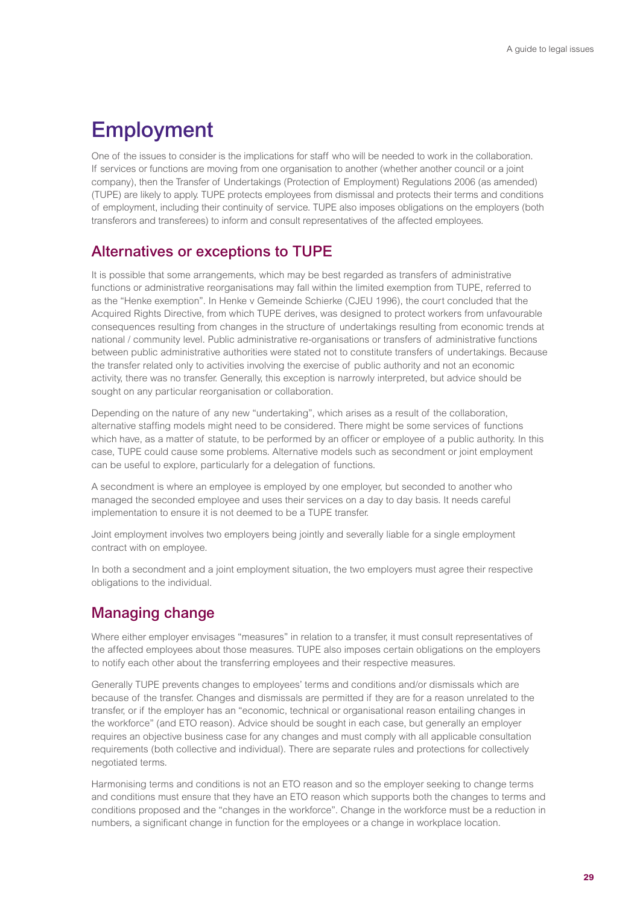# Employment

One of the issues to consider is the implications for staff who will be needed to work in the collaboration. If services or functions are moving from one organisation to another (whether another council or a joint company), then the Transfer of Undertakings (Protection of Employment) Regulations 2006 (as amended) (TUPE) are likely to apply. TUPE protects employees from dismissal and protects their terms and conditions of employment, including their continuity of service. TUPE also imposes obligations on the employers (both transferors and transferees) to inform and consult representatives of the affected employees.

## Alternatives or exceptions to TUPE

It is possible that some arrangements, which may be best regarded as transfers of administrative functions or administrative reorganisations may fall within the limited exemption from TUPE, referred to as the "Henke exemption". In Henke v Gemeinde Schierke (CJEU 1996), the court concluded that the Acquired Rights Directive, from which TUPE derives, was designed to protect workers from unfavourable consequences resulting from changes in the structure of undertakings resulting from economic trends at national / community level. Public administrative re-organisations or transfers of administrative functions between public administrative authorities were stated not to constitute transfers of undertakings. Because the transfer related only to activities involving the exercise of public authority and not an economic activity, there was no transfer. Generally, this exception is narrowly interpreted, but advice should be sought on any particular reorganisation or collaboration.

Depending on the nature of any new "undertaking", which arises as a result of the collaboration, alternative staffing models might need to be considered. There might be some services of functions which have, as a matter of statute, to be performed by an officer or employee of a public authority. In this case, TUPE could cause some problems. Alternative models such as secondment or joint employment can be useful to explore, particularly for a delegation of functions.

A secondment is where an employee is employed by one employer, but seconded to another who managed the seconded employee and uses their services on a day to day basis. It needs careful implementation to ensure it is not deemed to be a TUPE transfer.

Joint employment involves two employers being jointly and severally liable for a single employment contract with on employee.

In both a secondment and a joint employment situation, the two employers must agree their respective obligations to the individual.

## Managing change

Where either employer envisages "measures" in relation to a transfer, it must consult representatives of the affected employees about those measures. TUPE also imposes certain obligations on the employers to notify each other about the transferring employees and their respective measures.

Generally TUPE prevents changes to employees' terms and conditions and/or dismissals which are because of the transfer. Changes and dismissals are permitted if they are for a reason unrelated to the transfer, or if the employer has an "economic, technical or organisational reason entailing changes in the workforce" (and ETO reason). Advice should be sought in each case, but generally an employer requires an objective business case for any changes and must comply with all applicable consultation requirements (both collective and individual). There are separate rules and protections for collectively negotiated terms.

Harmonising terms and conditions is not an ETO reason and so the employer seeking to change terms and conditions must ensure that they have an ETO reason which supports both the changes to terms and conditions proposed and the "changes in the workforce". Change in the workforce must be a reduction in numbers, a significant change in function for the employees or a change in workplace location.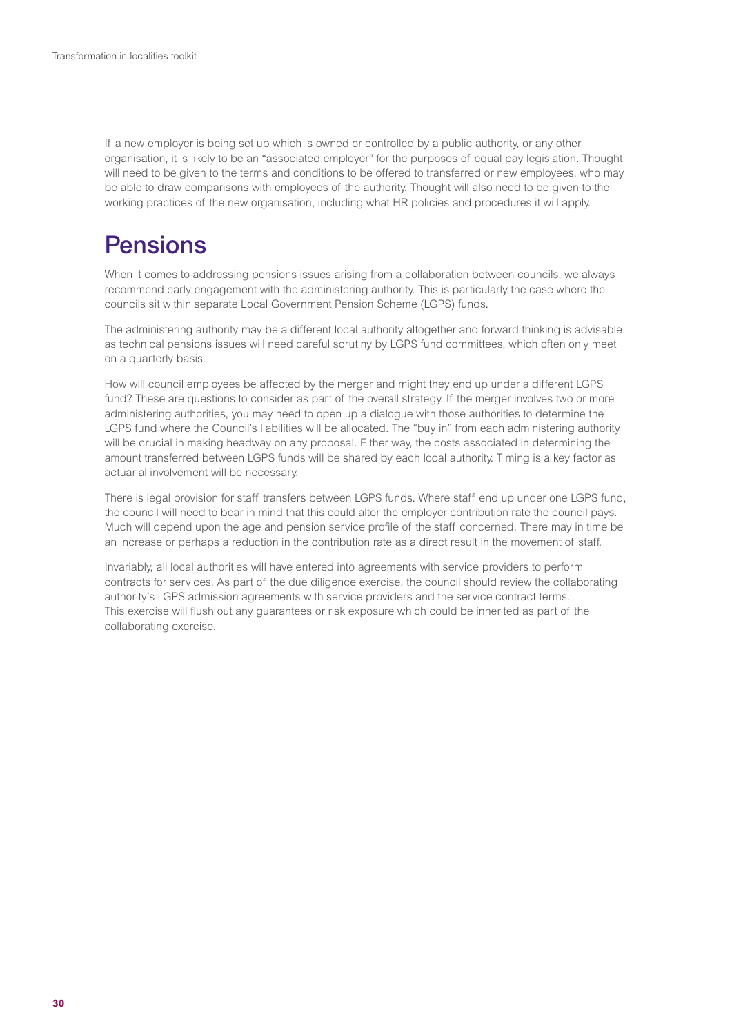If a new employer is being set up which is owned or controlled by a public authority, or any other organisation, it is likely to be an "associated employer" for the purposes of equal pay legislation. Thought will need to be given to the terms and conditions to be offered to transferred or new employees, who may be able to draw comparisons with employees of the authority. Thought will also need to be given to the working practices of the new organisation, including what HR policies and procedures it will apply.

## Pensions

When it comes to addressing pensions issues arising from a collaboration between councils, we always recommend early engagement with the administering authority. This is particularly the case where the councils sit within separate Local Government Pension Scheme (LGPS) funds.

The administering authority may be a different local authority altogether and forward thinking is advisable as technical pensions issues will need careful scrutiny by LGPS fund committees, which often only meet on a quarterly basis.

How will council employees be affected by the merger and might they end up under a different LGPS fund? These are questions to consider as part of the overall strategy. If the merger involves two or more administering authorities, you may need to open up a dialogue with those authorities to determine the LGPS fund where the Council's liabilities will be allocated. The "buy in" from each administering authority will be crucial in making headway on any proposal. Either way, the costs associated in determining the amount transferred between LGPS funds will be shared by each local authority. Timing is a key factor as actuarial involvement will be necessary.

There is legal provision for staff transfers between LGPS funds. Where staff end up under one LGPS fund, the council will need to bear in mind that this could alter the employer contribution rate the council pays. Much will depend upon the age and pension service profile of the staff concerned. There may in time be an increase or perhaps a reduction in the contribution rate as a direct result in the movement of staff.

Invariably, all local authorities will have entered into agreements with service providers to perform contracts for services. As part of the due diligence exercise, the council should review the collaborating authority's LGPS admission agreements with service providers and the service contract terms. This exercise will flush out any guarantees or risk exposure which could be inherited as part of the collaborating exercise.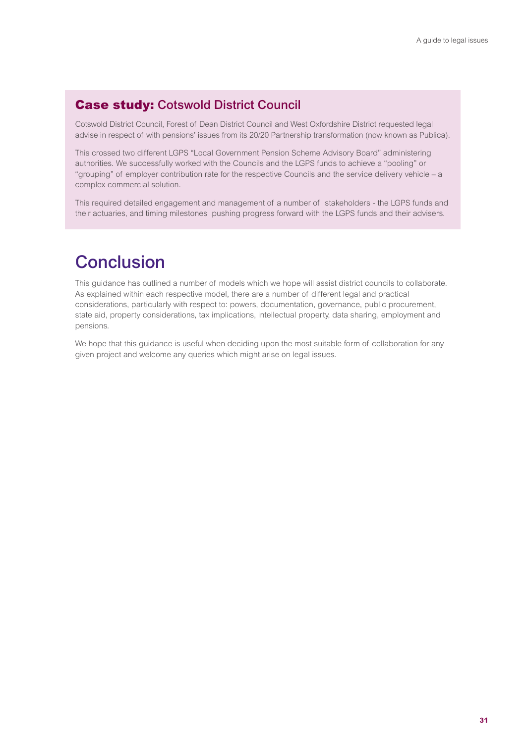## **Case study:** Cotswold District Council

Cotswold District Council, Forest of Dean District Council and West Oxfordshire District requested legal advise in respect of with pensions' issues from its 20/20 Partnership transformation (now known as Publica).

This crossed two different LGPS "Local Government Pension Scheme Advisory Board" administering authorities. We successfully worked with the Councils and the LGPS funds to achieve a "pooling" or "grouping" of employer contribution rate for the respective Councils and the service delivery vehicle – a complex commercial solution.

This required detailed engagement and management of a number of stakeholders - the LGPS funds and their actuaries, and timing milestones pushing progress forward with the LGPS funds and their advisers.

# Conclusion

This guidance has outlined a number of models which we hope will assist district councils to collaborate. As explained within each respective model, there are a number of different legal and practical considerations, particularly with respect to: powers, documentation, governance, public procurement, state aid, property considerations, tax implications, intellectual property, data sharing, employment and pensions.

We hope that this guidance is useful when deciding upon the most suitable form of collaboration for any given project and welcome any queries which might arise on legal issues.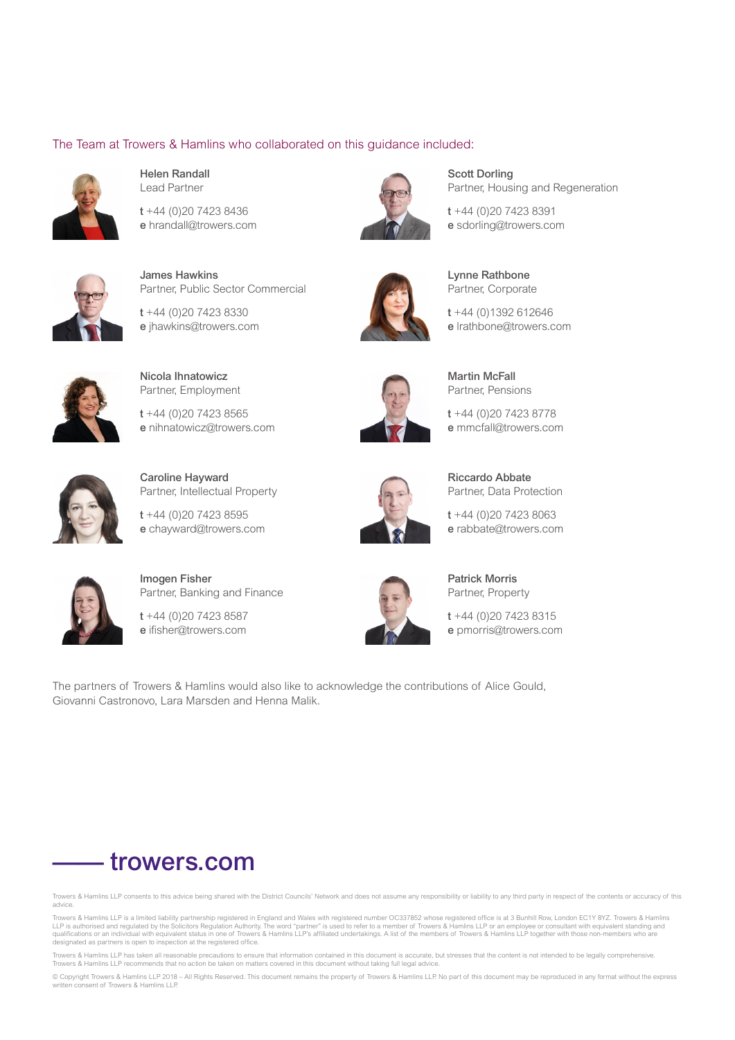The Team at Trowers & Hamlins who collaborated on this guidance included:

**Helen Randall**
Lead Partner

**t** +44 (0)20 7423 8436
**e** hrandall@trowers.com

**Scott Dorling**
Partner, Housing and Regeneration

**t** +44 (0)20 7423 8391
**e** sdorling@trowers.com

**James Hawkins**
Partner, Public Sector Commercial

**t** +44 (0)20 7423 8330
**e** jhawkins@trowers.com

**Lynne Rathbone**
Partner, Corporate

**t** +44 (0)1392 612646
**e** lrathbone@trowers.com

**Nicola Ihnatowicz**
Partner, Employment

**t** +44 (0)20 7423 8565
**e** nihnatowicz@trowers.com

**Martin McFall**
Partner, Pensions

**t** +44 (0)20 7423 8778
**e** mmcfall@trowers.com

**Caroline Hayward**
Partner, Intellectual Property

**t** +44 (0)20 7423 8595
**e** chayward@trowers.com

**Riccardo Abbate**
Partner, Data Protection

**t** +44 (0)20 7423 8063
**e** rabbate@trowers.com

**Imogen Fisher**
Partner, Banking and Finance

**t** +44 (0)20 7423 8587
**e** ifisher@trowers.com

**Patrick Morris**
Partner, Property

**t** +44 (0)20 7423 8315
**e** pmorris@trowers.com

The partners of Trowers & Hamlins would also like to acknowledge the contributions of Alice Gould, Giovanni Castronovo, Lara Marsden and Henna Malik.

**trowers.com**

Trowers & Hamlins LLP consents to this advice being shared with the District Councils' Network and does not assume any responsibility or liability to any third party in respect of the contents or accuracy of this advice.

Trowers & Hamlins LLP is a limited liability partnership registered in England and Wales with registered number OC337852 whose registered office is at 3 Bunhill Row, London EC1Y 8YZ. Trowers & Hamlins LLP is authorised and regulated by the Solicitors Regulation Authority. The word "partner" is used to refer to a member of Trowers & Hamlins LLP or an employee or consultant with equivalent standing and qualifications or an individual with equivalent status in one of Trowers & Hamlins LLP's affiliated undertakings. A list of the members of Trowers & Hamlins LLP together with those non-members who are designated as partners is open to inspection at the registered office.

Trowers & Hamlins LLP has taken all reasonable precautions to ensure that information contained in this document is accurate, but stresses that the content is not intended to be legally comprehensive. Trowers & Hamlins LLP recommends that no action be taken on matters covered in this document without taking full legal advice.

© Copyright Trowers & Hamlins LLP 2018 – All Rights Reserved. This document remains the property of Trowers & Hamlins LLP. No part of this document may be reproduced in any format without the express written consent of Trowers & Hamlins LLP.